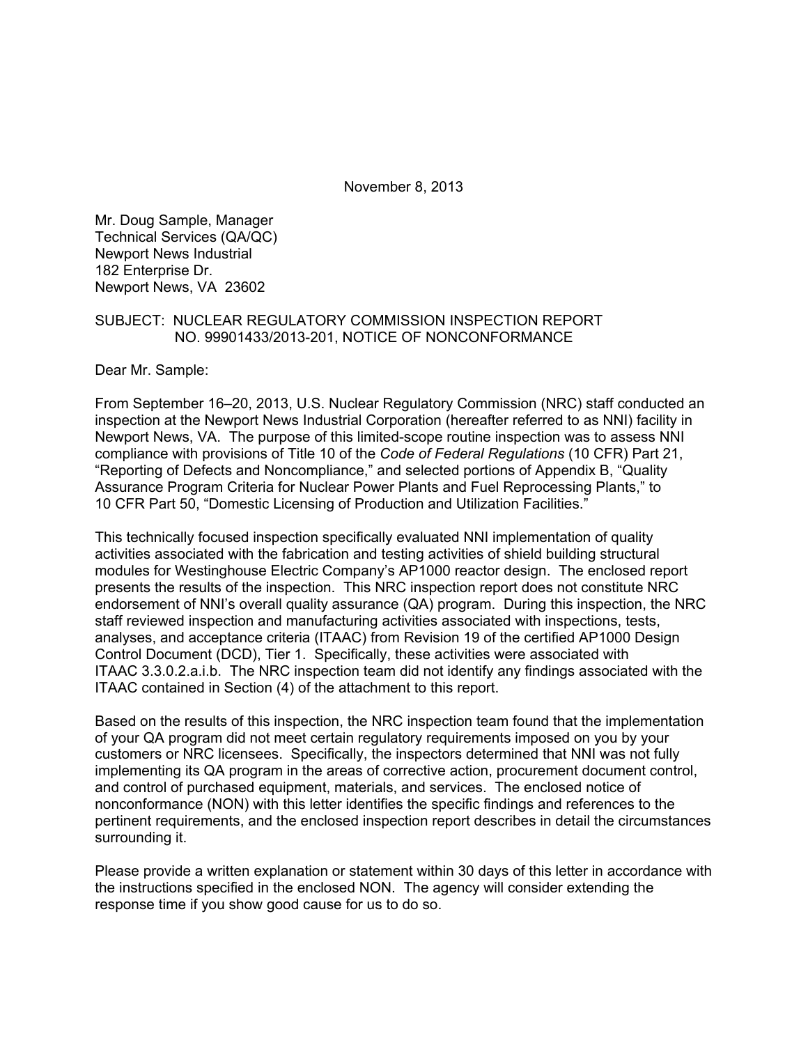November 8, 2013

Mr. Doug Sample, Manager
Technical Services (QA/QC)
Newport News Industrial
182 Enterprise Dr.
Newport News, VA 23602

SUBJECT: NUCLEAR REGULATORY COMMISSION INSPECTION REPORT NO. 99901433/2013-201, NOTICE OF NONCONFORMANCE

Dear Mr. Sample:

From September 16–20, 2013, U.S. Nuclear Regulatory Commission (NRC) staff conducted an inspection at the Newport News Industrial Corporation (hereafter referred to as NNI) facility in Newport News, VA. The purpose of this limited-scope routine inspection was to assess NNI compliance with provisions of Title 10 of the *Code of Federal Regulations* (10 CFR) Part 21, "Reporting of Defects and Noncompliance," and selected portions of Appendix B, "Quality Assurance Program Criteria for Nuclear Power Plants and Fuel Reprocessing Plants," to 10 CFR Part 50, "Domestic Licensing of Production and Utilization Facilities."

This technically focused inspection specifically evaluated NNI implementation of quality activities associated with the fabrication and testing activities of shield building structural modules for Westinghouse Electric Company's AP1000 reactor design. The enclosed report presents the results of the inspection. This NRC inspection report does not constitute NRC endorsement of NNI's overall quality assurance (QA) program. During this inspection, the NRC staff reviewed inspection and manufacturing activities associated with inspections, tests, analyses, and acceptance criteria (ITAAC) from Revision 19 of the certified AP1000 Design Control Document (DCD), Tier 1. Specifically, these activities were associated with ITAAC 3.3.0.2.a.i.b. The NRC inspection team did not identify any findings associated with the ITAAC contained in Section (4) of the attachment to this report.

Based on the results of this inspection, the NRC inspection team found that the implementation of your QA program did not meet certain regulatory requirements imposed on you by your customers or NRC licensees. Specifically, the inspectors determined that NNI was not fully implementing its QA program in the areas of corrective action, procurement document control, and control of purchased equipment, materials, and services. The enclosed notice of nonconformance (NON) with this letter identifies the specific findings and references to the pertinent requirements, and the enclosed inspection report describes in detail the circumstances surrounding it.

Please provide a written explanation or statement within 30 days of this letter in accordance with the instructions specified in the enclosed NON. The agency will consider extending the response time if you show good cause for us to do so.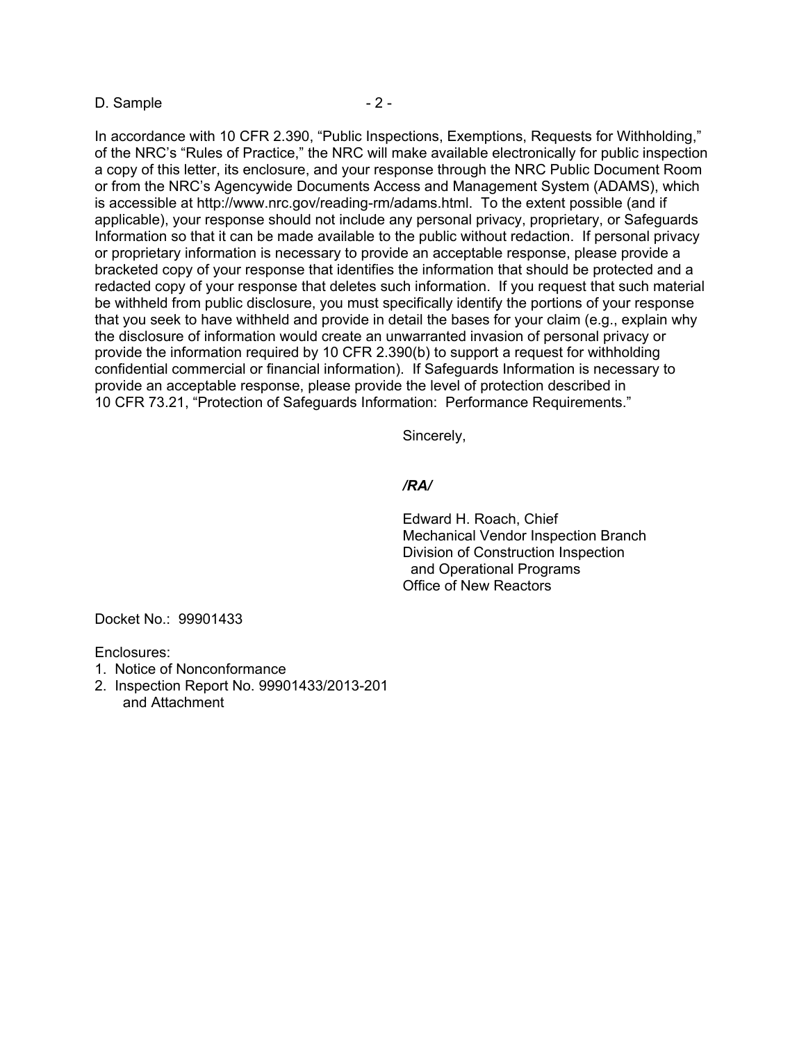In accordance with 10 CFR 2.390, "Public Inspections, Exemptions, Requests for Withholding," of the NRC's "Rules of Practice," the NRC will make available electronically for public inspection a copy of this letter, its enclosure, and your response through the NRC Public Document Room or from the NRC's Agencywide Documents Access and Management System (ADAMS), which is accessible at http://www.nrc.gov/reading-rm/adams.html. To the extent possible (and if applicable), your response should not include any personal privacy, proprietary, or Safeguards Information so that it can be made available to the public without redaction. If personal privacy or proprietary information is necessary to provide an acceptable response, please provide a bracketed copy of your response that identifies the information that should be protected and a redacted copy of your response that deletes such information. If you request that such material be withheld from public disclosure, you must specifically identify the portions of your response that you seek to have withheld and provide in detail the bases for your claim (e.g., explain why the disclosure of information would create an unwarranted invasion of personal privacy or provide the information required by 10 CFR 2.390(b) to support a request for withholding confidential commercial or financial information). If Safeguards Information is necessary to provide an acceptable response, please provide the level of protection described in 10 CFR 73.21, "Protection of Safeguards Information: Performance Requirements."

Sincerely,

***/RA/***

Edward H. Roach, Chief
Mechanical Vendor Inspection Branch
Division of Construction Inspection
and Operational Programs
Office of New Reactors

Docket No.: 99901433

Enclosures:
1. Notice of Nonconformance
2. Inspection Report No. 99901433/2013-201
   and Attachment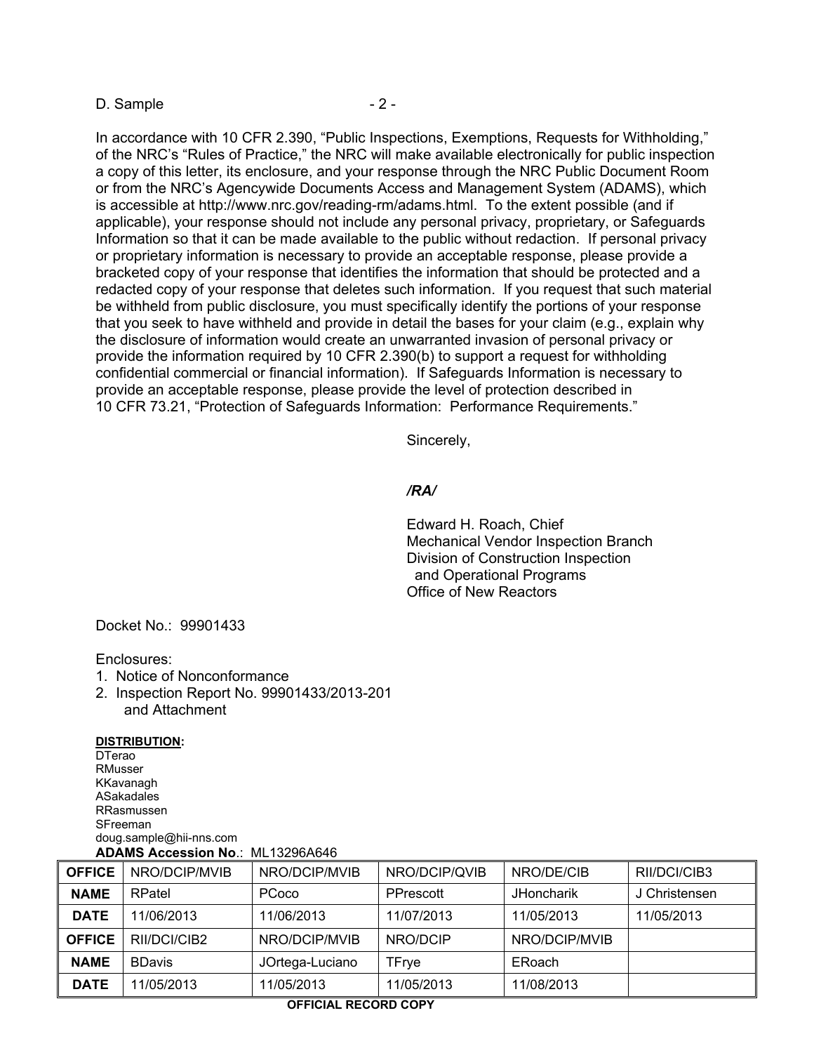In accordance with 10 CFR 2.390, “Public Inspections, Exemptions, Requests for Withholding,” of the NRC’s “Rules of Practice,” the NRC will make available electronically for public inspection a copy of this letter, its enclosure, and your response through the NRC Public Document Room or from the NRC’s Agencywide Documents Access and Management System (ADAMS), which is accessible at http://www.nrc.gov/reading-rm/adams.html. To the extent possible (and if applicable), your response should not include any personal privacy, proprietary, or Safeguards Information so that it can be made available to the public without redaction. If personal privacy or proprietary information is necessary to provide an acceptable response, please provide a bracketed copy of your response that identifies the information that should be protected and a redacted copy of your response that deletes such information. If you request that such material be withheld from public disclosure, you must specifically identify the portions of your response that you seek to have withheld and provide in detail the bases for your claim (e.g., explain why the disclosure of information would create an unwarranted invasion of personal privacy or provide the information required by 10 CFR 2.390(b) to support a request for withholding confidential commercial or financial information). If Safeguards Information is necessary to provide an acceptable response, please provide the level of protection described in 10 CFR 73.21, “Protection of Safeguards Information: Performance Requirements.”

Sincerely,

***/RA/***

Edward H. Roach, Chief
Mechanical Vendor Inspection Branch
Division of Construction Inspection
and Operational Programs
Office of New Reactors

Docket No.: 99901433

Enclosures:
1. Notice of Nonconformance
2. Inspection Report No. 99901433/2013-201
   and Attachment

**DISTRIBUTION:**
DTerao
RMusser
KKavanagh
ASakadales
RRasmussen
SFreeman
doug.sample@hii-nns.com

**ADAMS Accession No**.: ML13296A646

| **OFFICE** | NRO/DCIP/MVIB | NRO/DCIP/MVIB | NRO/DCIP/QVIB | NRO/DE/CIB | RII/DCI/CIB3 |
|---|---|---|---|---|---|
| **NAME** | RPatel | PCoco | PPrescott | JHoncharik | J Christensen |
| **DATE** | 11/06/2013 | 11/06/2013 | 11/07/2013 | 11/05/2013 | 11/05/2013 |
| **OFFICE** | RII/DCI/CIB2 | NRO/DCIP/MVIB | NRO/DCIP | NRO/DCIP/MVIB | |
| **NAME** | BDavis | JOrtega-Luciano | TFrye | ERoach | |
| **DATE** | 11/05/2013 | 11/05/2013 | 11/05/2013 | 11/08/2013 | |

**OFFICIAL RECORD COPY**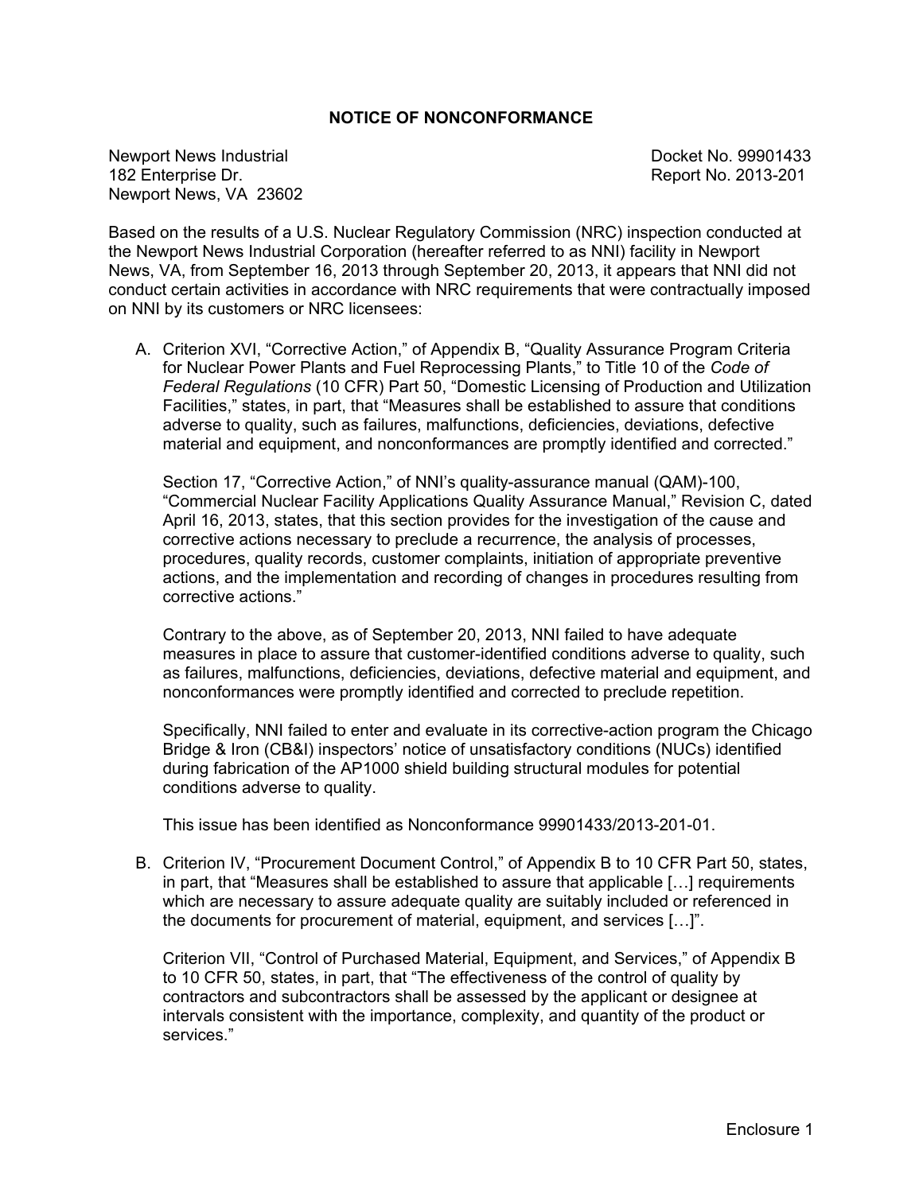## NOTICE OF NONCONFORMANCE

Newport News Industrial
182 Enterprise Dr.
Newport News, VA 23602

Docket No. 99901433
Report No. 2013-201

Based on the results of a U.S. Nuclear Regulatory Commission (NRC) inspection conducted at the Newport News Industrial Corporation (hereafter referred to as NNI) facility in Newport News, VA, from September 16, 2013 through September 20, 2013, it appears that NNI did not conduct certain activities in accordance with NRC requirements that were contractually imposed on NNI by its customers or NRC licensees:

A. Criterion XVI, "Corrective Action," of Appendix B, "Quality Assurance Program Criteria for Nuclear Power Plants and Fuel Reprocessing Plants," to Title 10 of the *Code of Federal Regulations* (10 CFR) Part 50, "Domestic Licensing of Production and Utilization Facilities," states, in part, that "Measures shall be established to assure that conditions adverse to quality, such as failures, malfunctions, deficiencies, deviations, defective material and equipment, and nonconformances are promptly identified and corrected."

   Section 17, "Corrective Action," of NNI's quality-assurance manual (QAM)-100, "Commercial Nuclear Facility Applications Quality Assurance Manual," Revision C, dated April 16, 2013, states, that this section provides for the investigation of the cause and corrective actions necessary to preclude a recurrence, the analysis of processes, procedures, quality records, customer complaints, initiation of appropriate preventive actions, and the implementation and recording of changes in procedures resulting from corrective actions."

   Contrary to the above, as of September 20, 2013, NNI failed to have adequate measures in place to assure that customer-identified conditions adverse to quality, such as failures, malfunctions, deficiencies, deviations, defective material and equipment, and nonconformances were promptly identified and corrected to preclude repetition.

   Specifically, NNI failed to enter and evaluate in its corrective-action program the Chicago Bridge & Iron (CB&I) inspectors' notice of unsatisfactory conditions (NUCs) identified during fabrication of the AP1000 shield building structural modules for potential conditions adverse to quality.

   This issue has been identified as Nonconformance 99901433/2013-201-01.

B. Criterion IV, "Procurement Document Control," of Appendix B to 10 CFR Part 50, states, in part, that "Measures shall be established to assure that applicable […] requirements which are necessary to assure adequate quality are suitably included or referenced in the documents for procurement of material, equipment, and services […]".

   Criterion VII, "Control of Purchased Material, Equipment, and Services," of Appendix B to 10 CFR 50, states, in part, that "The effectiveness of the control of quality by contractors and subcontractors shall be assessed by the applicant or designee at intervals consistent with the importance, complexity, and quantity of the product or services."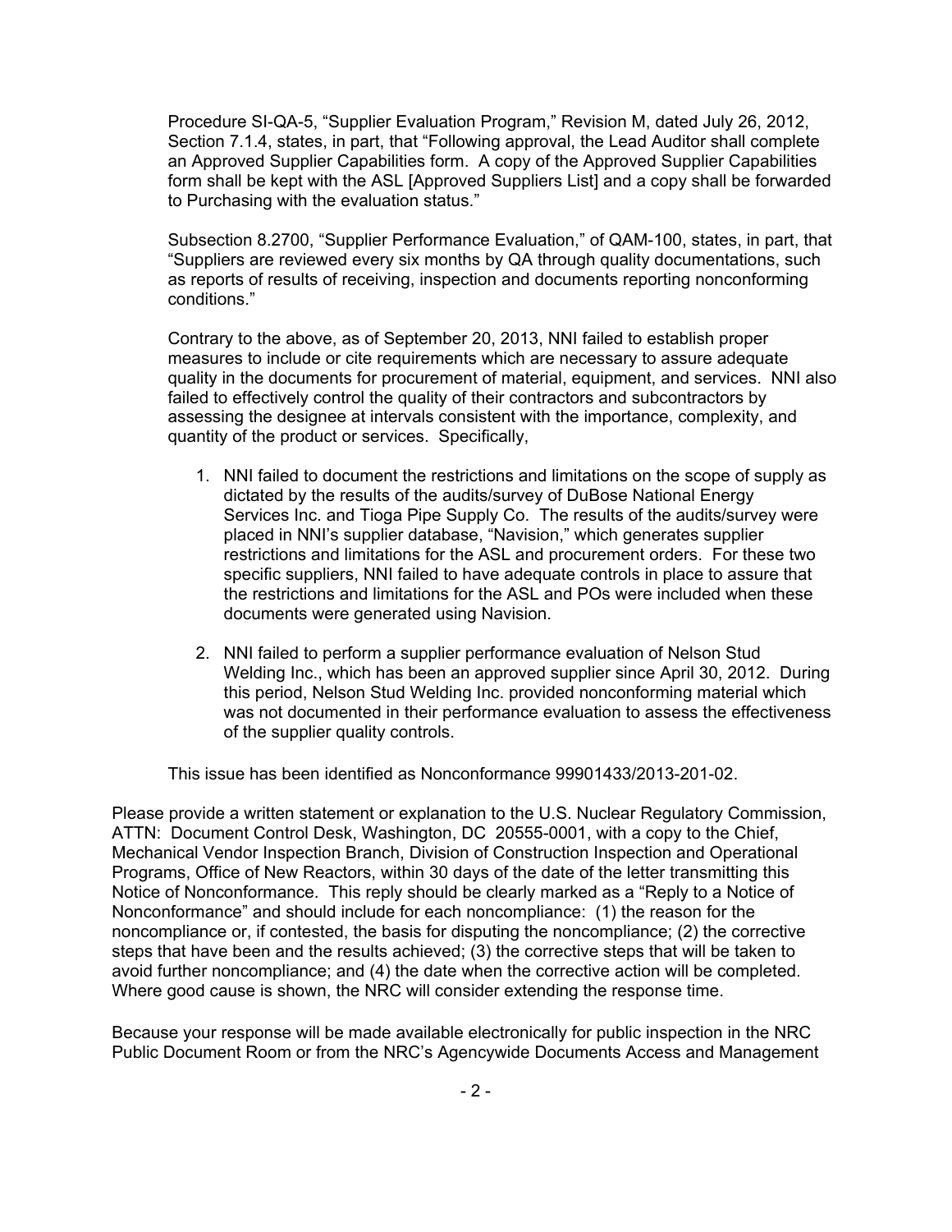Procedure SI-QA-5, "Supplier Evaluation Program," Revision M, dated July 26, 2012, Section 7.1.4, states, in part, that "Following approval, the Lead Auditor shall complete an Approved Supplier Capabilities form. A copy of the Approved Supplier Capabilities form shall be kept with the ASL [Approved Suppliers List] and a copy shall be forwarded to Purchasing with the evaluation status."

Subsection 8.2700, "Supplier Performance Evaluation," of QAM-100, states, in part, that "Suppliers are reviewed every six months by QA through quality documentations, such as reports of results of receiving, inspection and documents reporting nonconforming conditions."

Contrary to the above, as of September 20, 2013, NNI failed to establish proper measures to include or cite requirements which are necessary to assure adequate quality in the documents for procurement of material, equipment, and services. NNI also failed to effectively control the quality of their contractors and subcontractors by assessing the designee at intervals consistent with the importance, complexity, and quantity of the product or services. Specifically,

1. NNI failed to document the restrictions and limitations on the scope of supply as dictated by the results of the audits/survey of DuBose National Energy Services Inc. and Tioga Pipe Supply Co. The results of the audits/survey were placed in NNI's supplier database, "Navision," which generates supplier restrictions and limitations for the ASL and procurement orders. For these two specific suppliers, NNI failed to have adequate controls in place to assure that the restrictions and limitations for the ASL and POs were included when these documents were generated using Navision.

2. NNI failed to perform a supplier performance evaluation of Nelson Stud Welding Inc., which has been an approved supplier since April 30, 2012. During this period, Nelson Stud Welding Inc. provided nonconforming material which was not documented in their performance evaluation to assess the effectiveness of the supplier quality controls.

This issue has been identified as Nonconformance 99901433/2013-201-02.

Please provide a written statement or explanation to the U.S. Nuclear Regulatory Commission, ATTN: Document Control Desk, Washington, DC 20555-0001, with a copy to the Chief, Mechanical Vendor Inspection Branch, Division of Construction Inspection and Operational Programs, Office of New Reactors, within 30 days of the date of the letter transmitting this Notice of Nonconformance. This reply should be clearly marked as a "Reply to a Notice of Nonconformance" and should include for each noncompliance: (1) the reason for the noncompliance or, if contested, the basis for disputing the noncompliance; (2) the corrective steps that have been and the results achieved; (3) the corrective steps that will be taken to avoid further noncompliance; and (4) the date when the corrective action will be completed. Where good cause is shown, the NRC will consider extending the response time.

Because your response will be made available electronically for public inspection in the NRC Public Document Room or from the NRC's Agencywide Documents Access and Management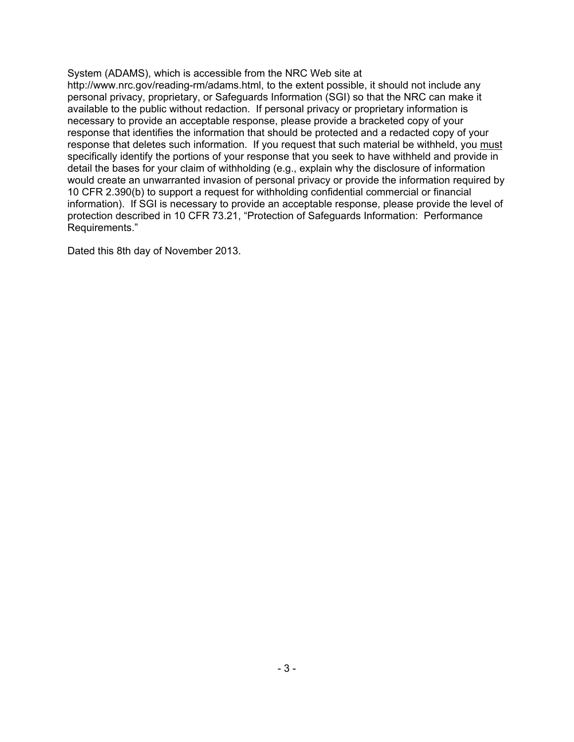System (ADAMS), which is accessible from the NRC Web site at http://www.nrc.gov/reading-rm/adams.html, to the extent possible, it should not include any personal privacy, proprietary, or Safeguards Information (SGI) so that the NRC can make it available to the public without redaction. If personal privacy or proprietary information is necessary to provide an acceptable response, please provide a bracketed copy of your response that identifies the information that should be protected and a redacted copy of your response that deletes such information. If you request that such material be withheld, you <u>must</u> specifically identify the portions of your response that you seek to have withheld and provide in detail the bases for your claim of withholding (e.g., explain why the disclosure of information would create an unwarranted invasion of personal privacy or provide the information required by 10 CFR 2.390(b) to support a request for withholding confidential commercial or financial information). If SGI is necessary to provide an acceptable response, please provide the level of protection described in 10 CFR 73.21, "Protection of Safeguards Information: Performance Requirements."

Dated this 8th day of November 2013.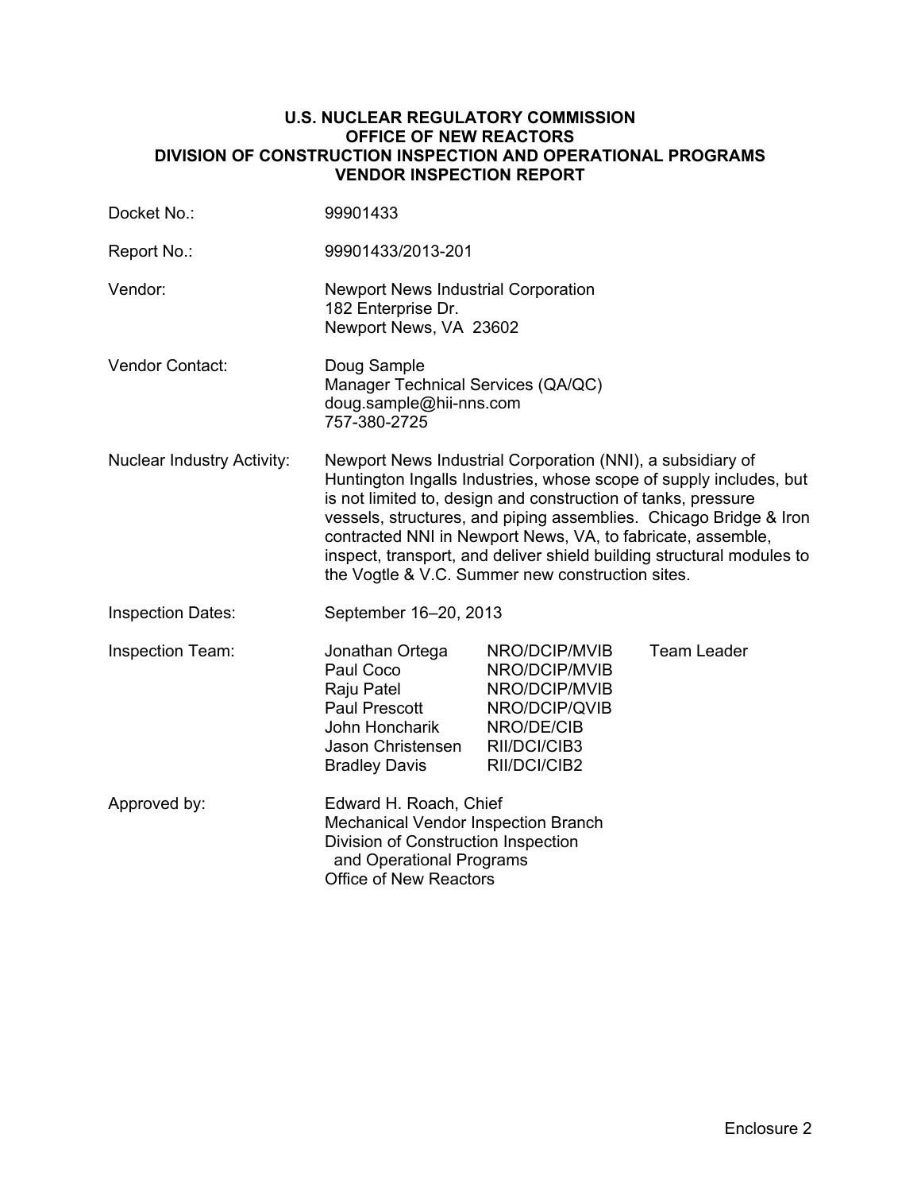**U.S. NUCLEAR REGULATORY COMMISSION**
**OFFICE OF NEW REACTORS**
**DIVISION OF CONSTRUCTION INSPECTION AND OPERATIONAL PROGRAMS**
**VENDOR INSPECTION REPORT**

| | |
|---|---|
| Docket No.: | 99901433 |
| Report No.: | 99901433/2013-201 |
| Vendor: | Newport News Industrial Corporation<br>182 Enterprise Dr.<br>Newport News, VA 23602 |
| Vendor Contact: | Doug Sample<br>Manager Technical Services (QA/QC)<br>doug.sample@hii-nns.com<br>757-380-2725 |
| Nuclear Industry Activity: | Newport News Industrial Corporation (NNI), a subsidiary of Huntington Ingalls Industries, whose scope of supply includes, but is not limited to, design and construction of tanks, pressure vessels, structures, and piping assemblies. Chicago Bridge & Iron contracted NNI in Newport News, VA, to fabricate, assemble, inspect, transport, and deliver shield building structural modules to the Vogtle & V.C. Summer new construction sites. |
| Inspection Dates: | September 16–20, 2013 |

Inspection Team:

| | | |
|---|---|---|
| Jonathan Ortega | NRO/DCIP/MVIB | Team Leader |
| Paul Coco | NRO/DCIP/MVIB | |
| Raju Patel | NRO/DCIP/MVIB | |
| Paul Prescott | NRO/DCIP/QVIB | |
| John Honcharik | NRO/DE/CIB | |
| Jason Christensen | RII/DCI/CIB3 | |
| Bradley Davis | RII/DCI/CIB2 | |

Approved by: Edward H. Roach, Chief
Mechanical Vendor Inspection Branch
Division of Construction Inspection and Operational Programs
Office of New Reactors

Enclosure 2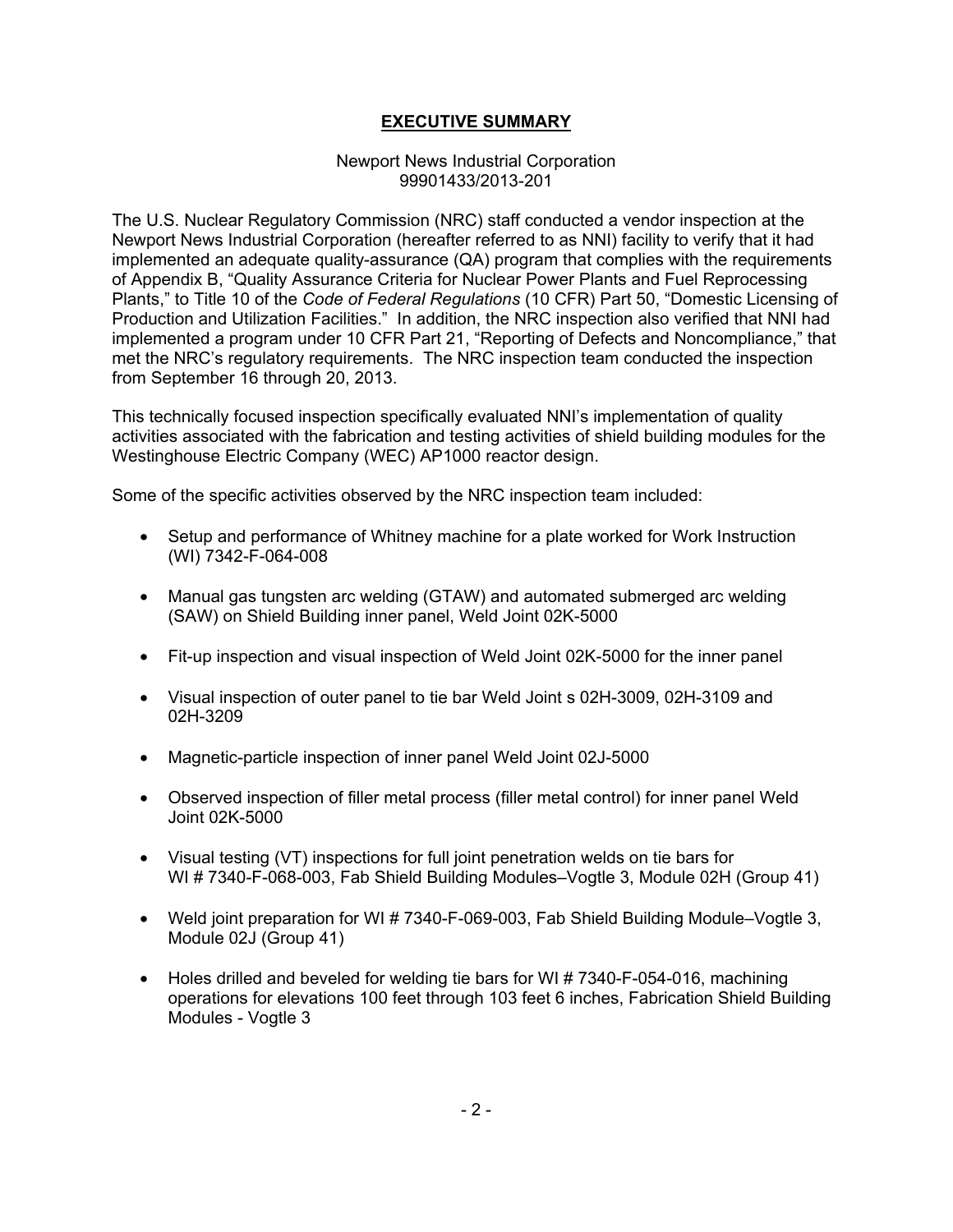# EXECUTIVE SUMMARY

Newport News Industrial Corporation
99901433/2013-201

The U.S. Nuclear Regulatory Commission (NRC) staff conducted a vendor inspection at the Newport News Industrial Corporation (hereafter referred to as NNI) facility to verify that it had implemented an adequate quality-assurance (QA) program that complies with the requirements of Appendix B, "Quality Assurance Criteria for Nuclear Power Plants and Fuel Reprocessing Plants," to Title 10 of the *Code of Federal Regulations* (10 CFR) Part 50, "Domestic Licensing of Production and Utilization Facilities." In addition, the NRC inspection also verified that NNI had implemented a program under 10 CFR Part 21, "Reporting of Defects and Noncompliance," that met the NRC's regulatory requirements. The NRC inspection team conducted the inspection from September 16 through 20, 2013.

This technically focused inspection specifically evaluated NNI's implementation of quality activities associated with the fabrication and testing activities of shield building modules for the Westinghouse Electric Company (WEC) AP1000 reactor design.

Some of the specific activities observed by the NRC inspection team included:

- Setup and performance of Whitney machine for a plate worked for Work Instruction (WI) 7342-F-064-008
- Manual gas tungsten arc welding (GTAW) and automated submerged arc welding (SAW) on Shield Building inner panel, Weld Joint 02K-5000
- Fit-up inspection and visual inspection of Weld Joint 02K-5000 for the inner panel
- Visual inspection of outer panel to tie bar Weld Joint s 02H-3009, 02H-3109 and 02H-3209
- Magnetic-particle inspection of inner panel Weld Joint 02J-5000
- Observed inspection of filler metal process (filler metal control) for inner panel Weld Joint 02K-5000
- Visual testing (VT) inspections for full joint penetration welds on tie bars for WI # 7340-F-068-003, Fab Shield Building Modules–Vogtle 3, Module 02H (Group 41)
- Weld joint preparation for WI # 7340-F-069-003, Fab Shield Building Module–Vogtle 3, Module 02J (Group 41)
- Holes drilled and beveled for welding tie bars for WI # 7340-F-054-016, machining operations for elevations 100 feet through 103 feet 6 inches, Fabrication Shield Building Modules - Vogtle 3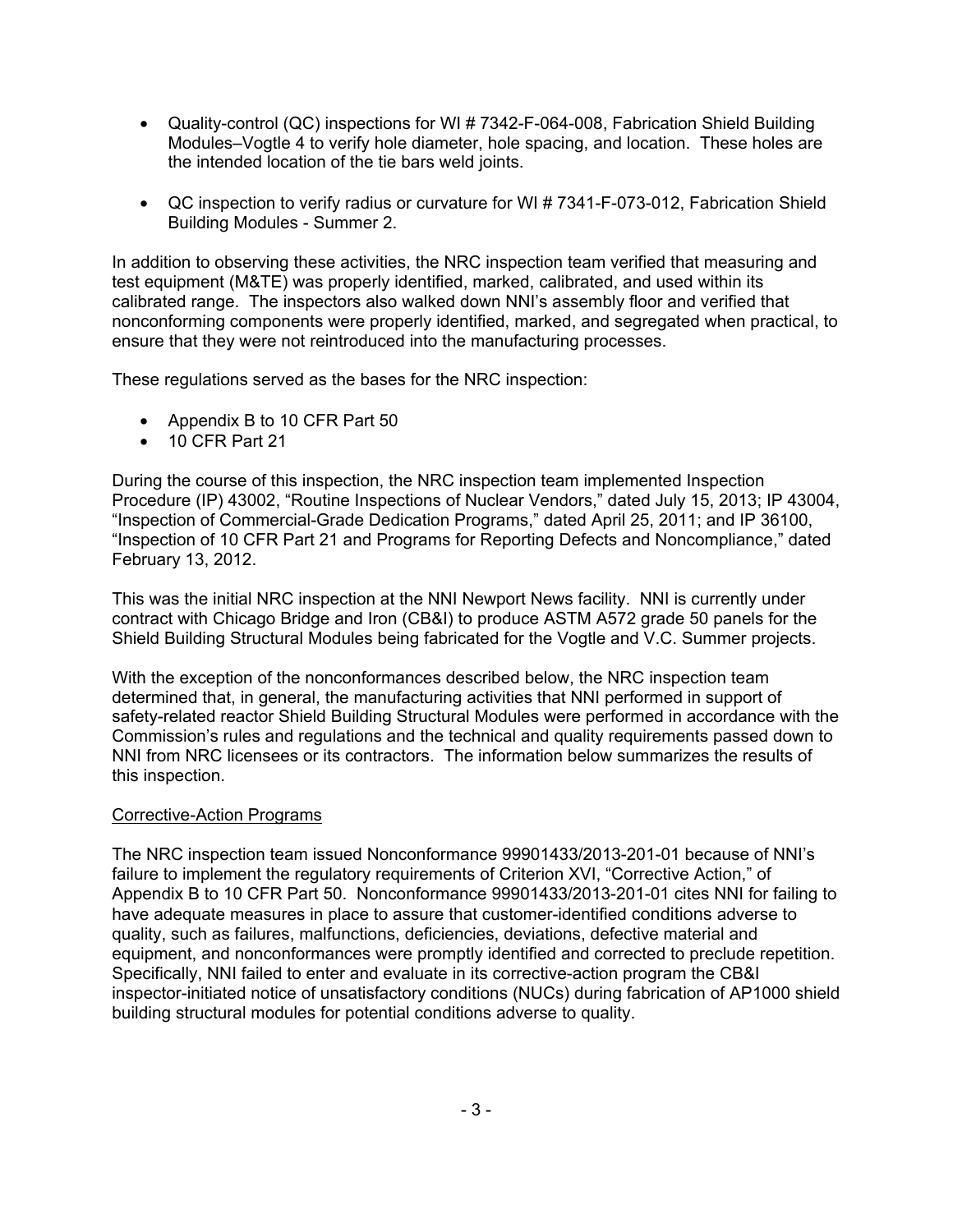- Quality-control (QC) inspections for WI # 7342-F-064-008, Fabrication Shield Building Modules–Vogtle 4 to verify hole diameter, hole spacing, and location. These holes are the intended location of the tie bars weld joints.
- QC inspection to verify radius or curvature for WI # 7341-F-073-012, Fabrication Shield Building Modules - Summer 2.

In addition to observing these activities, the NRC inspection team verified that measuring and test equipment (M&TE) was properly identified, marked, calibrated, and used within its calibrated range. The inspectors also walked down NNI's assembly floor and verified that nonconforming components were properly identified, marked, and segregated when practical, to ensure that they were not reintroduced into the manufacturing processes.

These regulations served as the bases for the NRC inspection:

- Appendix B to 10 CFR Part 50
- 10 CFR Part 21

During the course of this inspection, the NRC inspection team implemented Inspection Procedure (IP) 43002, "Routine Inspections of Nuclear Vendors," dated July 15, 2013; IP 43004, "Inspection of Commercial-Grade Dedication Programs," dated April 25, 2011; and IP 36100, "Inspection of 10 CFR Part 21 and Programs for Reporting Defects and Noncompliance," dated February 13, 2012.

This was the initial NRC inspection at the NNI Newport News facility. NNI is currently under contract with Chicago Bridge and Iron (CB&I) to produce ASTM A572 grade 50 panels for the Shield Building Structural Modules being fabricated for the Vogtle and V.C. Summer projects.

With the exception of the nonconformances described below, the NRC inspection team determined that, in general, the manufacturing activities that NNI performed in support of safety-related reactor Shield Building Structural Modules were performed in accordance with the Commission's rules and regulations and the technical and quality requirements passed down to NNI from NRC licensees or its contractors. The information below summarizes the results of this inspection.

## Corrective-Action Programs

The NRC inspection team issued Nonconformance 99901433/2013-201-01 because of NNI's failure to implement the regulatory requirements of Criterion XVI, "Corrective Action," of Appendix B to 10 CFR Part 50. Nonconformance 99901433/2013-201-01 cites NNI for failing to have adequate measures in place to assure that customer-identified conditions adverse to quality, such as failures, malfunctions, deficiencies, deviations, defective material and equipment, and nonconformances were promptly identified and corrected to preclude repetition. Specifically, NNI failed to enter and evaluate in its corrective-action program the CB&I inspector-initiated notice of unsatisfactory conditions (NUCs) during fabrication of AP1000 shield building structural modules for potential conditions adverse to quality.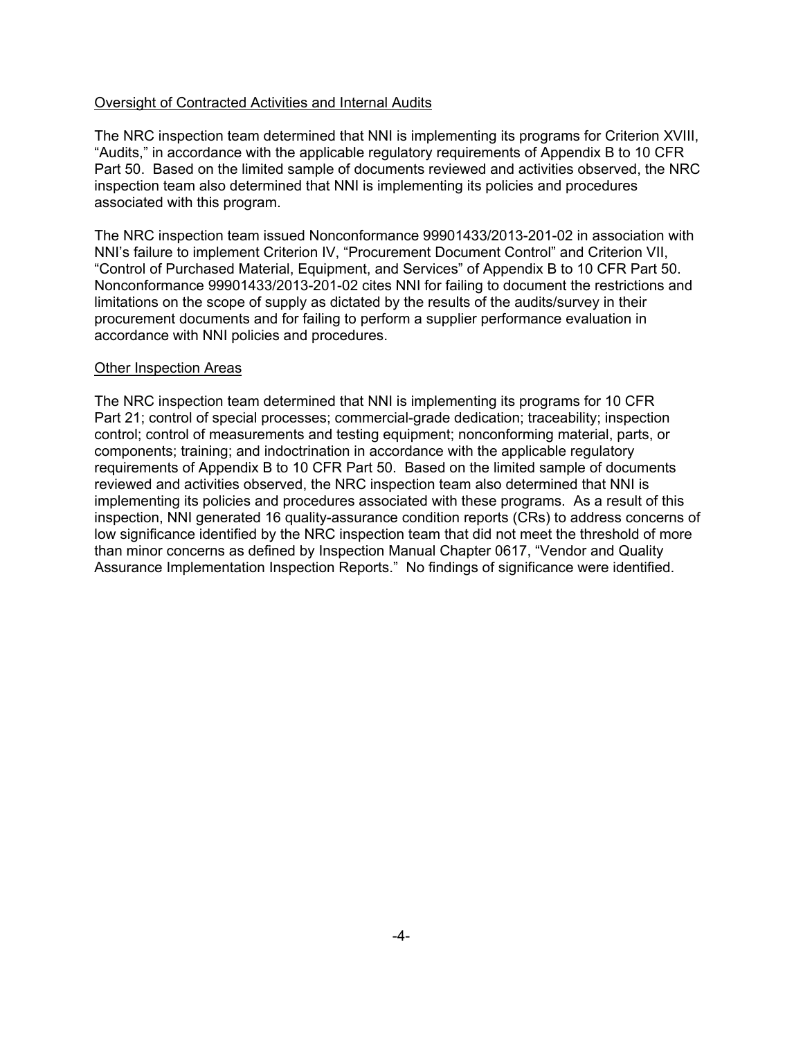Oversight of Contracted Activities and Internal Audits

The NRC inspection team determined that NNI is implementing its programs for Criterion XVIII, "Audits," in accordance with the applicable regulatory requirements of Appendix B to 10 CFR Part 50. Based on the limited sample of documents reviewed and activities observed, the NRC inspection team also determined that NNI is implementing its policies and procedures associated with this program.

The NRC inspection team issued Nonconformance 99901433/2013-201-02 in association with NNI's failure to implement Criterion IV, "Procurement Document Control" and Criterion VII, "Control of Purchased Material, Equipment, and Services" of Appendix B to 10 CFR Part 50. Nonconformance 99901433/2013-201-02 cites NNI for failing to document the restrictions and limitations on the scope of supply as dictated by the results of the audits/survey in their procurement documents and for failing to perform a supplier performance evaluation in accordance with NNI policies and procedures.

Other Inspection Areas

The NRC inspection team determined that NNI is implementing its programs for 10 CFR Part 21; control of special processes; commercial-grade dedication; traceability; inspection control; control of measurements and testing equipment; nonconforming material, parts, or components; training; and indoctrination in accordance with the applicable regulatory requirements of Appendix B to 10 CFR Part 50. Based on the limited sample of documents reviewed and activities observed, the NRC inspection team also determined that NNI is implementing its policies and procedures associated with these programs. As a result of this inspection, NNI generated 16 quality-assurance condition reports (CRs) to address concerns of low significance identified by the NRC inspection team that did not meet the threshold of more than minor concerns as defined by Inspection Manual Chapter 0617, "Vendor and Quality Assurance Implementation Inspection Reports." No findings of significance were identified.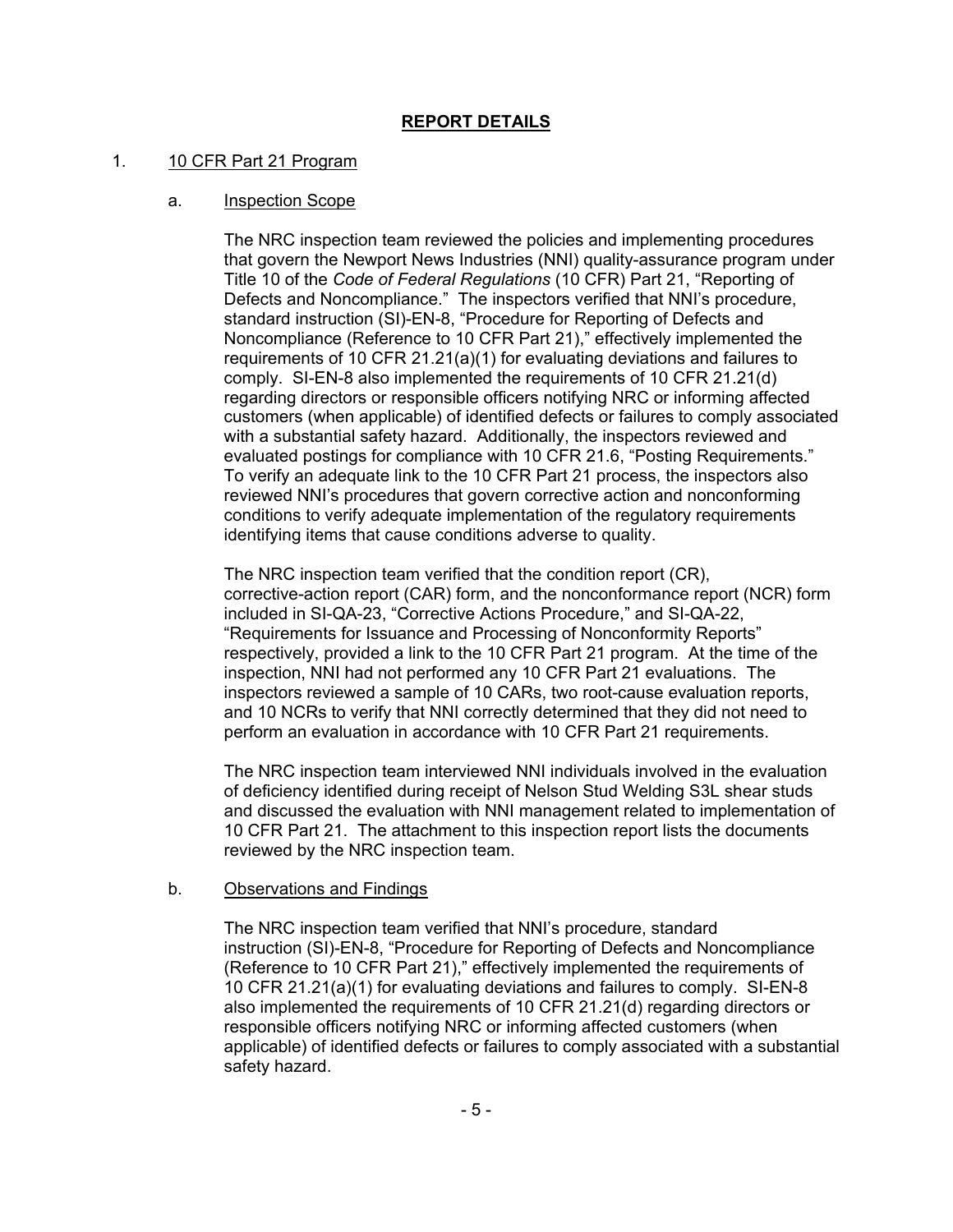## REPORT DETAILS

1. 10 CFR Part 21 Program

   a. Inspection Scope

      The NRC inspection team reviewed the policies and implementing procedures that govern the Newport News Industries (NNI) quality-assurance program under Title 10 of the *Code of Federal Regulations* (10 CFR) Part 21, "Reporting of Defects and Noncompliance." The inspectors verified that NNI's procedure, standard instruction (SI)-EN-8, "Procedure for Reporting of Defects and Noncompliance (Reference to 10 CFR Part 21)," effectively implemented the requirements of 10 CFR 21.21(a)(1) for evaluating deviations and failures to comply. SI-EN-8 also implemented the requirements of 10 CFR 21.21(d) regarding directors or responsible officers notifying NRC or informing affected customers (when applicable) of identified defects or failures to comply associated with a substantial safety hazard. Additionally, the inspectors reviewed and evaluated postings for compliance with 10 CFR 21.6, "Posting Requirements." To verify an adequate link to the 10 CFR Part 21 process, the inspectors also reviewed NNI's procedures that govern corrective action and nonconforming conditions to verify adequate implementation of the regulatory requirements identifying items that cause conditions adverse to quality.

      The NRC inspection team verified that the condition report (CR), corrective-action report (CAR) form, and the nonconformance report (NCR) form included in SI-QA-23, "Corrective Actions Procedure," and SI-QA-22, "Requirements for Issuance and Processing of Nonconformity Reports" respectively, provided a link to the 10 CFR Part 21 program. At the time of the inspection, NNI had not performed any 10 CFR Part 21 evaluations. The inspectors reviewed a sample of 10 CARs, two root-cause evaluation reports, and 10 NCRs to verify that NNI correctly determined that they did not need to perform an evaluation in accordance with 10 CFR Part 21 requirements.

      The NRC inspection team interviewed NNI individuals involved in the evaluation of deficiency identified during receipt of Nelson Stud Welding S3L shear studs and discussed the evaluation with NNI management related to implementation of 10 CFR Part 21. The attachment to this inspection report lists the documents reviewed by the NRC inspection team.

   b. Observations and Findings

      The NRC inspection team verified that NNI's procedure, standard instruction (SI)-EN-8, "Procedure for Reporting of Defects and Noncompliance (Reference to 10 CFR Part 21)," effectively implemented the requirements of 10 CFR 21.21(a)(1) for evaluating deviations and failures to comply. SI-EN-8 also implemented the requirements of 10 CFR 21.21(d) regarding directors or responsible officers notifying NRC or informing affected customers (when applicable) of identified defects or failures to comply associated with a substantial safety hazard.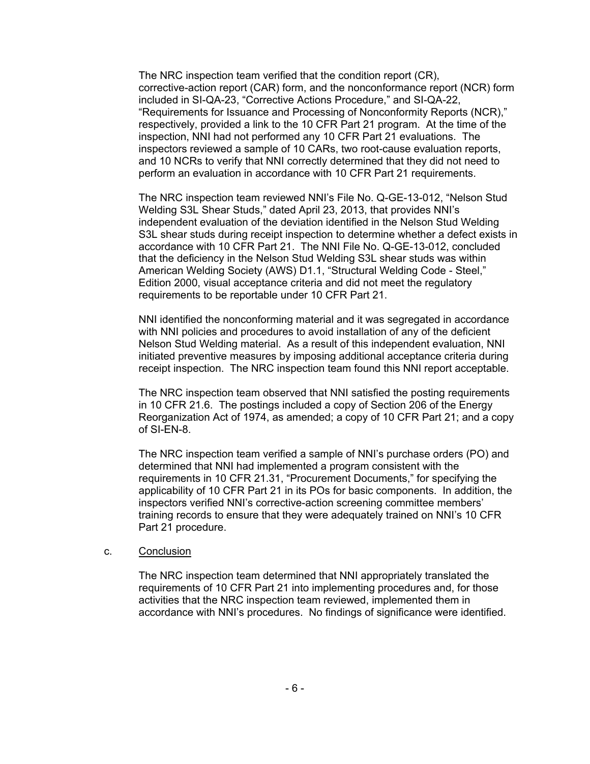The NRC inspection team verified that the condition report (CR), corrective-action report (CAR) form, and the nonconformance report (NCR) form included in SI-QA-23, "Corrective Actions Procedure," and SI-QA-22, "Requirements for Issuance and Processing of Nonconformity Reports (NCR)," respectively, provided a link to the 10 CFR Part 21 program. At the time of the inspection, NNI had not performed any 10 CFR Part 21 evaluations. The inspectors reviewed a sample of 10 CARs, two root-cause evaluation reports, and 10 NCRs to verify that NNI correctly determined that they did not need to perform an evaluation in accordance with 10 CFR Part 21 requirements.

The NRC inspection team reviewed NNI's File No. Q-GE-13-012, "Nelson Stud Welding S3L Shear Studs," dated April 23, 2013, that provides NNI's independent evaluation of the deviation identified in the Nelson Stud Welding S3L shear studs during receipt inspection to determine whether a defect exists in accordance with 10 CFR Part 21. The NNI File No. Q-GE-13-012, concluded that the deficiency in the Nelson Stud Welding S3L shear studs was within American Welding Society (AWS) D1.1, "Structural Welding Code - Steel," Edition 2000, visual acceptance criteria and did not meet the regulatory requirements to be reportable under 10 CFR Part 21.

NNI identified the nonconforming material and it was segregated in accordance with NNI policies and procedures to avoid installation of any of the deficient Nelson Stud Welding material. As a result of this independent evaluation, NNI initiated preventive measures by imposing additional acceptance criteria during receipt inspection. The NRC inspection team found this NNI report acceptable.

The NRC inspection team observed that NNI satisfied the posting requirements in 10 CFR 21.6. The postings included a copy of Section 206 of the Energy Reorganization Act of 1974, as amended; a copy of 10 CFR Part 21; and a copy of SI-EN-8.

The NRC inspection team verified a sample of NNI's purchase orders (PO) and determined that NNI had implemented a program consistent with the requirements in 10 CFR 21.31, "Procurement Documents," for specifying the applicability of 10 CFR Part 21 in its POs for basic components. In addition, the inspectors verified NNI's corrective-action screening committee members' training records to ensure that they were adequately trained on NNI's 10 CFR Part 21 procedure.

c. Conclusion

The NRC inspection team determined that NNI appropriately translated the requirements of 10 CFR Part 21 into implementing procedures and, for those activities that the NRC inspection team reviewed, implemented them in accordance with NNI's procedures. No findings of significance were identified.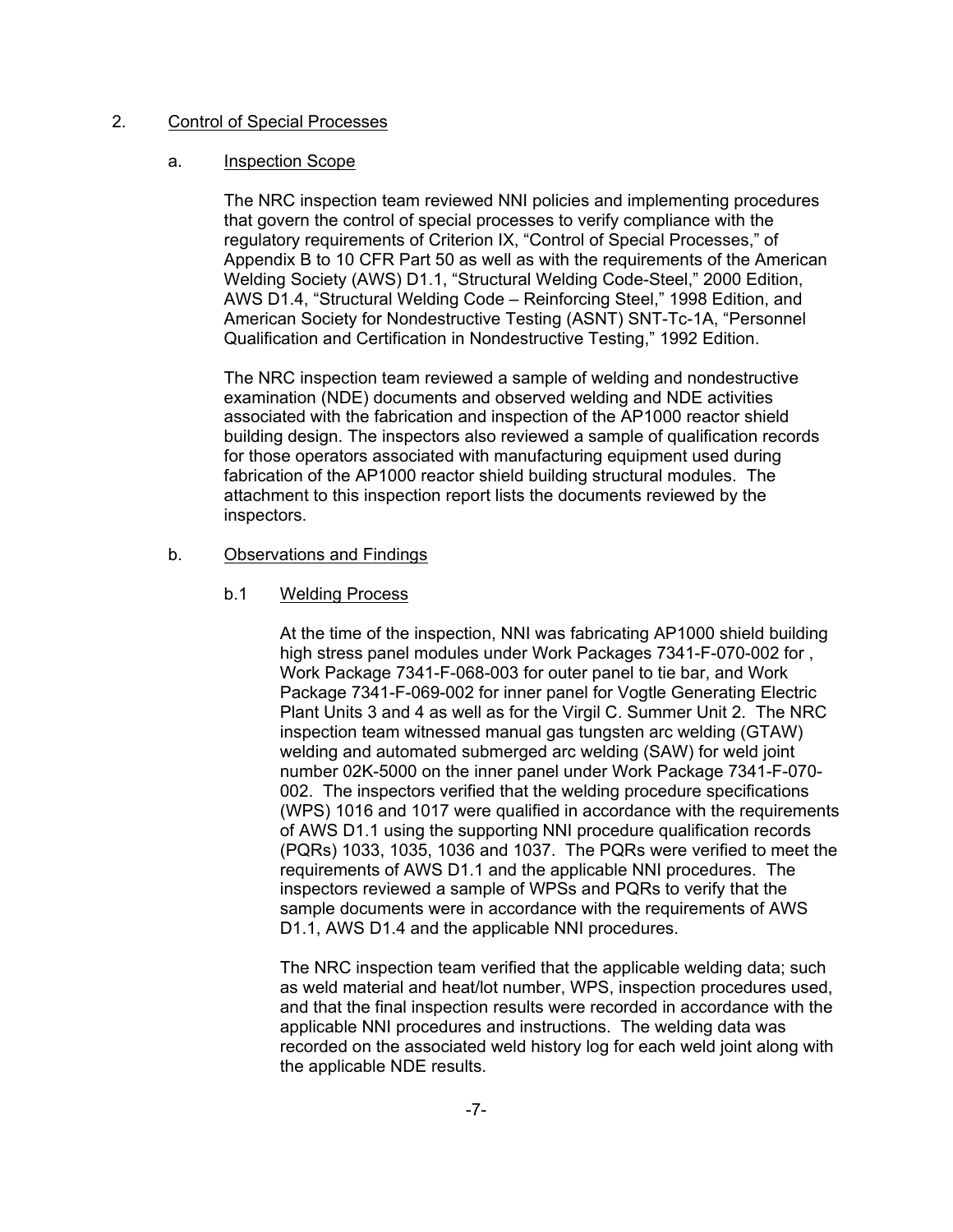2. Control of Special Processes

a. Inspection Scope

The NRC inspection team reviewed NNI policies and implementing procedures that govern the control of special processes to verify compliance with the regulatory requirements of Criterion IX, "Control of Special Processes," of Appendix B to 10 CFR Part 50 as well as with the requirements of the American Welding Society (AWS) D1.1, "Structural Welding Code-Steel," 2000 Edition, AWS D1.4, "Structural Welding Code – Reinforcing Steel," 1998 Edition, and American Society for Nondestructive Testing (ASNT) SNT-Tc-1A, "Personnel Qualification and Certification in Nondestructive Testing," 1992 Edition.

The NRC inspection team reviewed a sample of welding and nondestructive examination (NDE) documents and observed welding and NDE activities associated with the fabrication and inspection of the AP1000 reactor shield building design. The inspectors also reviewed a sample of qualification records for those operators associated with manufacturing equipment used during fabrication of the AP1000 reactor shield building structural modules. The attachment to this inspection report lists the documents reviewed by the inspectors.

b. Observations and Findings

b.1 Welding Process

At the time of the inspection, NNI was fabricating AP1000 shield building high stress panel modules under Work Packages 7341-F-070-002 for , Work Package 7341-F-068-003 for outer panel to tie bar, and Work Package 7341-F-069-002 for inner panel for Vogtle Generating Electric Plant Units 3 and 4 as well as for the Virgil C. Summer Unit 2. The NRC inspection team witnessed manual gas tungsten arc welding (GTAW) welding and automated submerged arc welding (SAW) for weld joint number 02K-5000 on the inner panel under Work Package 7341-F-070-002. The inspectors verified that the welding procedure specifications (WPS) 1016 and 1017 were qualified in accordance with the requirements of AWS D1.1 using the supporting NNI procedure qualification records (PQRs) 1033, 1035, 1036 and 1037. The PQRs were verified to meet the requirements of AWS D1.1 and the applicable NNI procedures. The inspectors reviewed a sample of WPSs and PQRs to verify that the sample documents were in accordance with the requirements of AWS D1.1, AWS D1.4 and the applicable NNI procedures.

The NRC inspection team verified that the applicable welding data; such as weld material and heat/lot number, WPS, inspection procedures used, and that the final inspection results were recorded in accordance with the applicable NNI procedures and instructions. The welding data was recorded on the associated weld history log for each weld joint along with the applicable NDE results.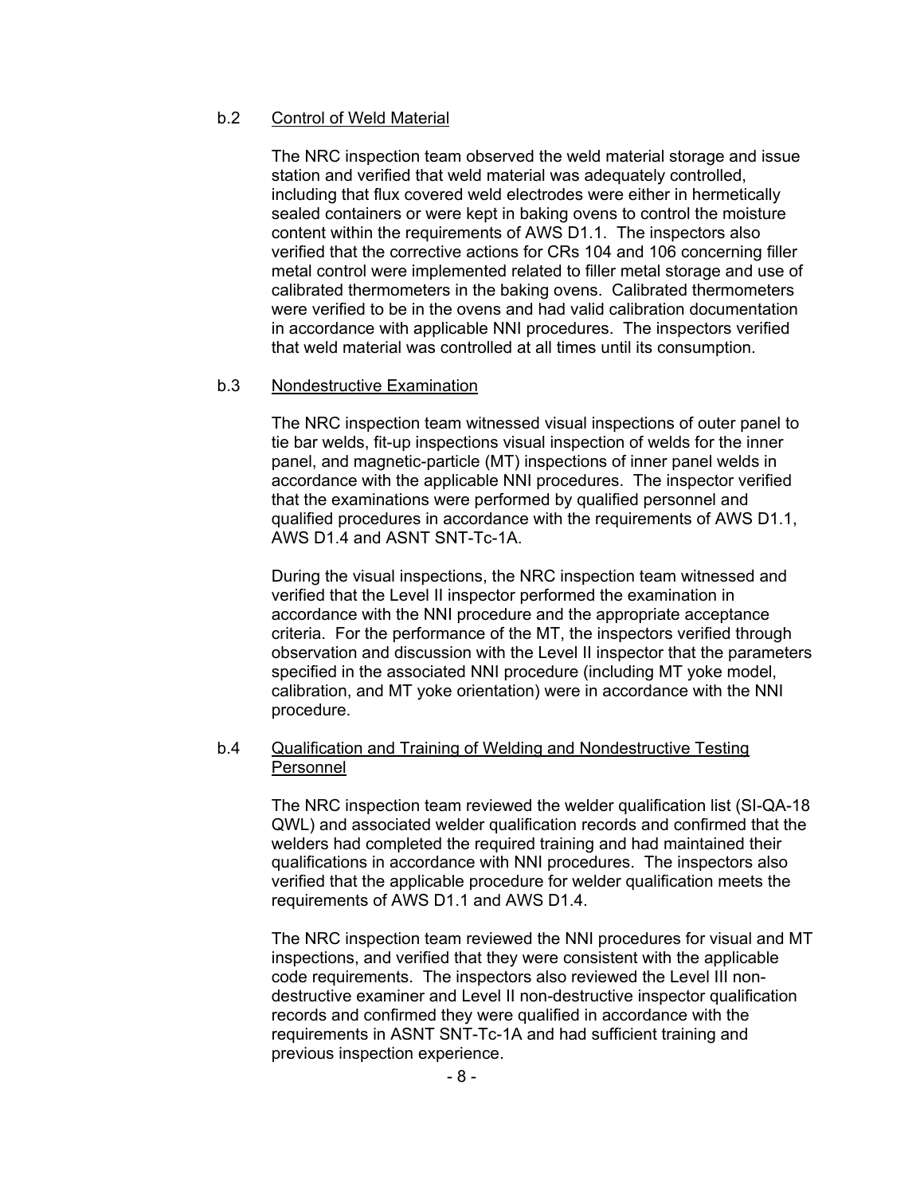b.2 Control of Weld Material

The NRC inspection team observed the weld material storage and issue station and verified that weld material was adequately controlled, including that flux covered weld electrodes were either in hermetically sealed containers or were kept in baking ovens to control the moisture content within the requirements of AWS D1.1. The inspectors also verified that the corrective actions for CRs 104 and 106 concerning filler metal control were implemented related to filler metal storage and use of calibrated thermometers in the baking ovens. Calibrated thermometers were verified to be in the ovens and had valid calibration documentation in accordance with applicable NNI procedures. The inspectors verified that weld material was controlled at all times until its consumption.

b.3 Nondestructive Examination

The NRC inspection team witnessed visual inspections of outer panel to tie bar welds, fit-up inspections visual inspection of welds for the inner panel, and magnetic-particle (MT) inspections of inner panel welds in accordance with the applicable NNI procedures. The inspector verified that the examinations were performed by qualified personnel and qualified procedures in accordance with the requirements of AWS D1.1, AWS D1.4 and ASNT SNT-Tc-1A.

During the visual inspections, the NRC inspection team witnessed and verified that the Level II inspector performed the examination in accordance with the NNI procedure and the appropriate acceptance criteria. For the performance of the MT, the inspectors verified through observation and discussion with the Level II inspector that the parameters specified in the associated NNI procedure (including MT yoke model, calibration, and MT yoke orientation) were in accordance with the NNI procedure.

b.4 Qualification and Training of Welding and Nondestructive Testing Personnel

The NRC inspection team reviewed the welder qualification list (SI-QA-18 QWL) and associated welder qualification records and confirmed that the welders had completed the required training and had maintained their qualifications in accordance with NNI procedures. The inspectors also verified that the applicable procedure for welder qualification meets the requirements of AWS D1.1 and AWS D1.4.

The NRC inspection team reviewed the NNI procedures for visual and MT inspections, and verified that they were consistent with the applicable code requirements. The inspectors also reviewed the Level III non-destructive examiner and Level II non-destructive inspector qualification records and confirmed they were qualified in accordance with the requirements in ASNT SNT-Tc-1A and had sufficient training and previous inspection experience.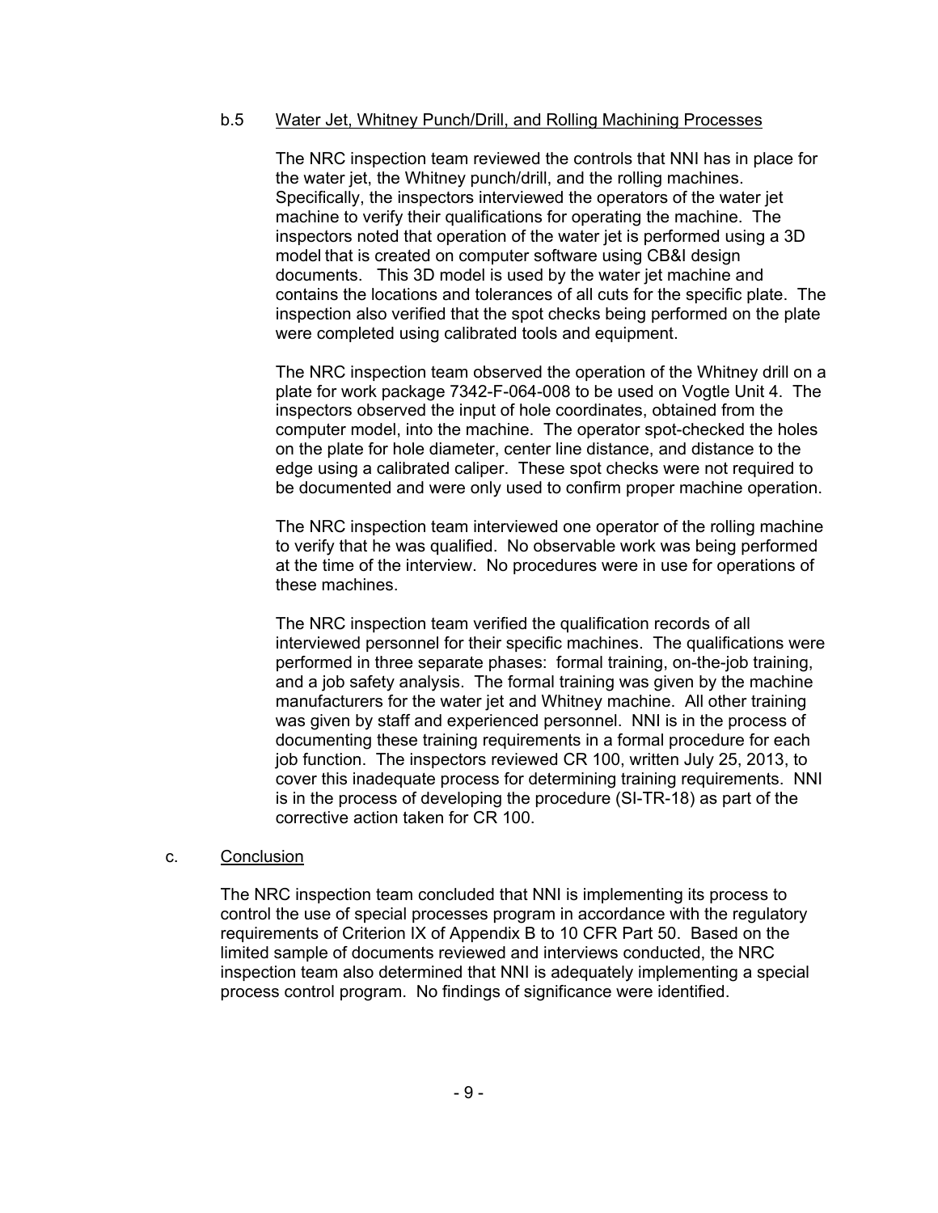b.5 Water Jet, Whitney Punch/Drill, and Rolling Machining Processes

The NRC inspection team reviewed the controls that NNI has in place for the water jet, the Whitney punch/drill, and the rolling machines. Specifically, the inspectors interviewed the operators of the water jet machine to verify their qualifications for operating the machine. The inspectors noted that operation of the water jet is performed using a 3D model that is created on computer software using CB&I design documents. This 3D model is used by the water jet machine and contains the locations and tolerances of all cuts for the specific plate. The inspection also verified that the spot checks being performed on the plate were completed using calibrated tools and equipment.

The NRC inspection team observed the operation of the Whitney drill on a plate for work package 7342-F-064-008 to be used on Vogtle Unit 4. The inspectors observed the input of hole coordinates, obtained from the computer model, into the machine. The operator spot-checked the holes on the plate for hole diameter, center line distance, and distance to the edge using a calibrated caliper. These spot checks were not required to be documented and were only used to confirm proper machine operation.

The NRC inspection team interviewed one operator of the rolling machine to verify that he was qualified. No observable work was being performed at the time of the interview. No procedures were in use for operations of these machines.

The NRC inspection team verified the qualification records of all interviewed personnel for their specific machines. The qualifications were performed in three separate phases: formal training, on-the-job training, and a job safety analysis. The formal training was given by the machine manufacturers for the water jet and Whitney machine. All other training was given by staff and experienced personnel. NNI is in the process of documenting these training requirements in a formal procedure for each job function. The inspectors reviewed CR 100, written July 25, 2013, to cover this inadequate process for determining training requirements. NNI is in the process of developing the procedure (SI-TR-18) as part of the corrective action taken for CR 100.

c. Conclusion

The NRC inspection team concluded that NNI is implementing its process to control the use of special processes program in accordance with the regulatory requirements of Criterion IX of Appendix B to 10 CFR Part 50. Based on the limited sample of documents reviewed and interviews conducted, the NRC inspection team also determined that NNI is adequately implementing a special process control program. No findings of significance were identified.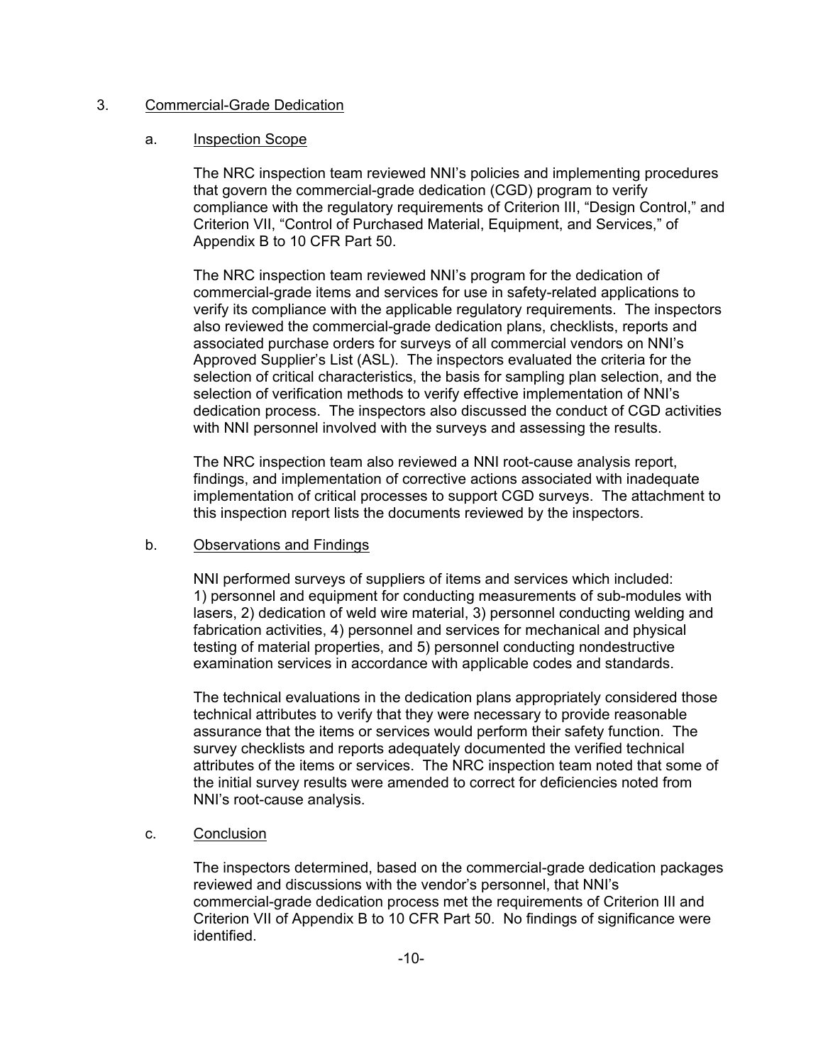## 3. Commercial-Grade Dedication

### a. Inspection Scope

The NRC inspection team reviewed NNI's policies and implementing procedures that govern the commercial-grade dedication (CGD) program to verify compliance with the regulatory requirements of Criterion III, "Design Control," and Criterion VII, "Control of Purchased Material, Equipment, and Services," of Appendix B to 10 CFR Part 50.

The NRC inspection team reviewed NNI's program for the dedication of commercial-grade items and services for use in safety-related applications to verify its compliance with the applicable regulatory requirements. The inspectors also reviewed the commercial-grade dedication plans, checklists, reports and associated purchase orders for surveys of all commercial vendors on NNI's Approved Supplier's List (ASL). The inspectors evaluated the criteria for the selection of critical characteristics, the basis for sampling plan selection, and the selection of verification methods to verify effective implementation of NNI's dedication process. The inspectors also discussed the conduct of CGD activities with NNI personnel involved with the surveys and assessing the results.

The NRC inspection team also reviewed a NNI root-cause analysis report, findings, and implementation of corrective actions associated with inadequate implementation of critical processes to support CGD surveys. The attachment to this inspection report lists the documents reviewed by the inspectors.

### b. Observations and Findings

NNI performed surveys of suppliers of items and services which included: 1) personnel and equipment for conducting measurements of sub-modules with lasers, 2) dedication of weld wire material, 3) personnel conducting welding and fabrication activities, 4) personnel and services for mechanical and physical testing of material properties, and 5) personnel conducting nondestructive examination services in accordance with applicable codes and standards.

The technical evaluations in the dedication plans appropriately considered those technical attributes to verify that they were necessary to provide reasonable assurance that the items or services would perform their safety function. The survey checklists and reports adequately documented the verified technical attributes of the items or services. The NRC inspection team noted that some of the initial survey results were amended to correct for deficiencies noted from NNI's root-cause analysis.

### c. Conclusion

The inspectors determined, based on the commercial-grade dedication packages reviewed and discussions with the vendor's personnel, that NNI's commercial-grade dedication process met the requirements of Criterion III and Criterion VII of Appendix B to 10 CFR Part 50. No findings of significance were identified.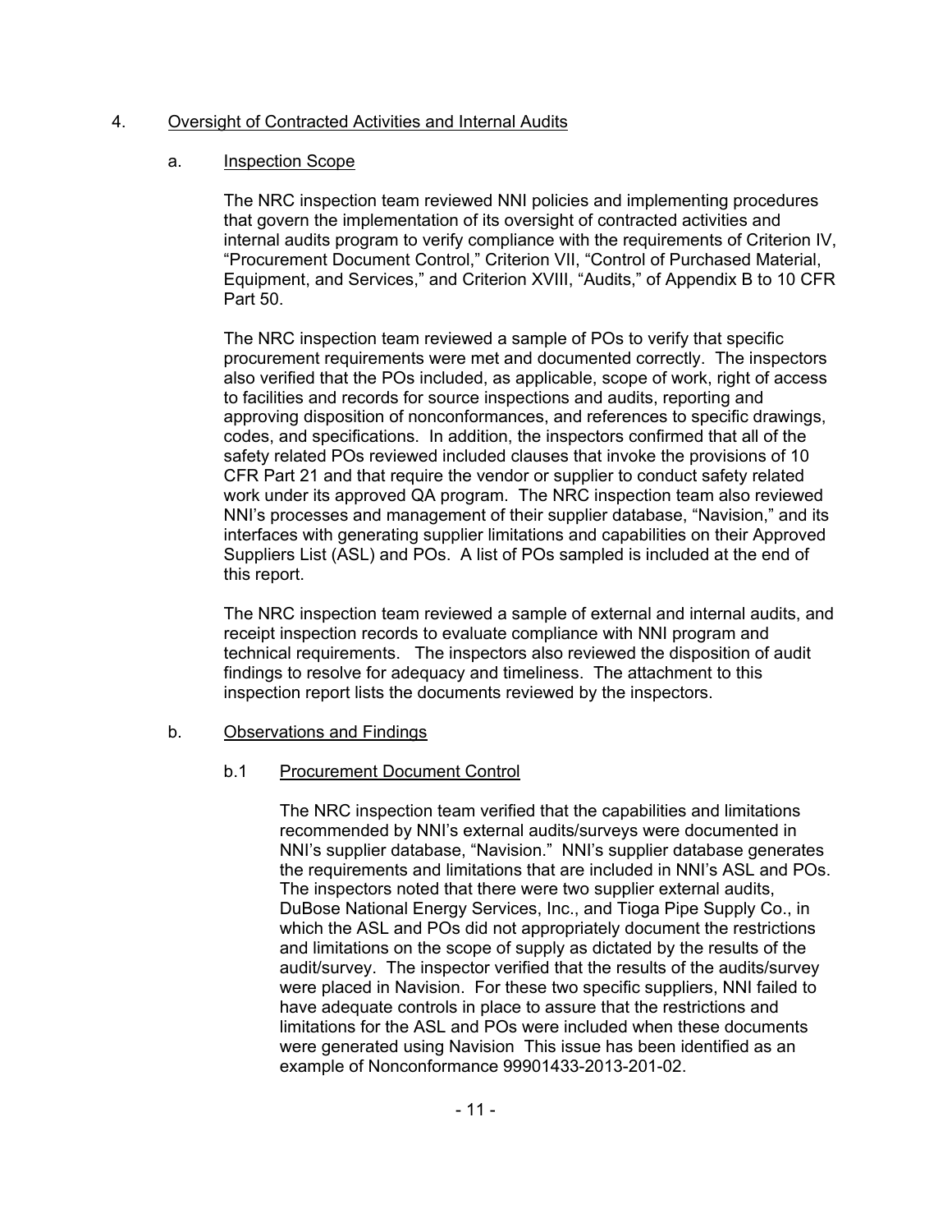4. Oversight of Contracted Activities and Internal Audits

a. Inspection Scope

The NRC inspection team reviewed NNI policies and implementing procedures that govern the implementation of its oversight of contracted activities and internal audits program to verify compliance with the requirements of Criterion IV, "Procurement Document Control," Criterion VII, "Control of Purchased Material, Equipment, and Services," and Criterion XVIII, "Audits," of Appendix B to 10 CFR Part 50.

The NRC inspection team reviewed a sample of POs to verify that specific procurement requirements were met and documented correctly. The inspectors also verified that the POs included, as applicable, scope of work, right of access to facilities and records for source inspections and audits, reporting and approving disposition of nonconformances, and references to specific drawings, codes, and specifications. In addition, the inspectors confirmed that all of the safety related POs reviewed included clauses that invoke the provisions of 10 CFR Part 21 and that require the vendor or supplier to conduct safety related work under its approved QA program. The NRC inspection team also reviewed NNI's processes and management of their supplier database, "Navision," and its interfaces with generating supplier limitations and capabilities on their Approved Suppliers List (ASL) and POs. A list of POs sampled is included at the end of this report.

The NRC inspection team reviewed a sample of external and internal audits, and receipt inspection records to evaluate compliance with NNI program and technical requirements. The inspectors also reviewed the disposition of audit findings to resolve for adequacy and timeliness. The attachment to this inspection report lists the documents reviewed by the inspectors.

b. Observations and Findings

b.1 Procurement Document Control

The NRC inspection team verified that the capabilities and limitations recommended by NNI's external audits/surveys were documented in NNI's supplier database, "Navision." NNI's supplier database generates the requirements and limitations that are included in NNI's ASL and POs. The inspectors noted that there were two supplier external audits, DuBose National Energy Services, Inc., and Tioga Pipe Supply Co., in which the ASL and POs did not appropriately document the restrictions and limitations on the scope of supply as dictated by the results of the audit/survey. The inspector verified that the results of the audits/survey were placed in Navision. For these two specific suppliers, NNI failed to have adequate controls in place to assure that the restrictions and limitations for the ASL and POs were included when these documents were generated using Navision This issue has been identified as an example of Nonconformance 99901433-2013-201-02.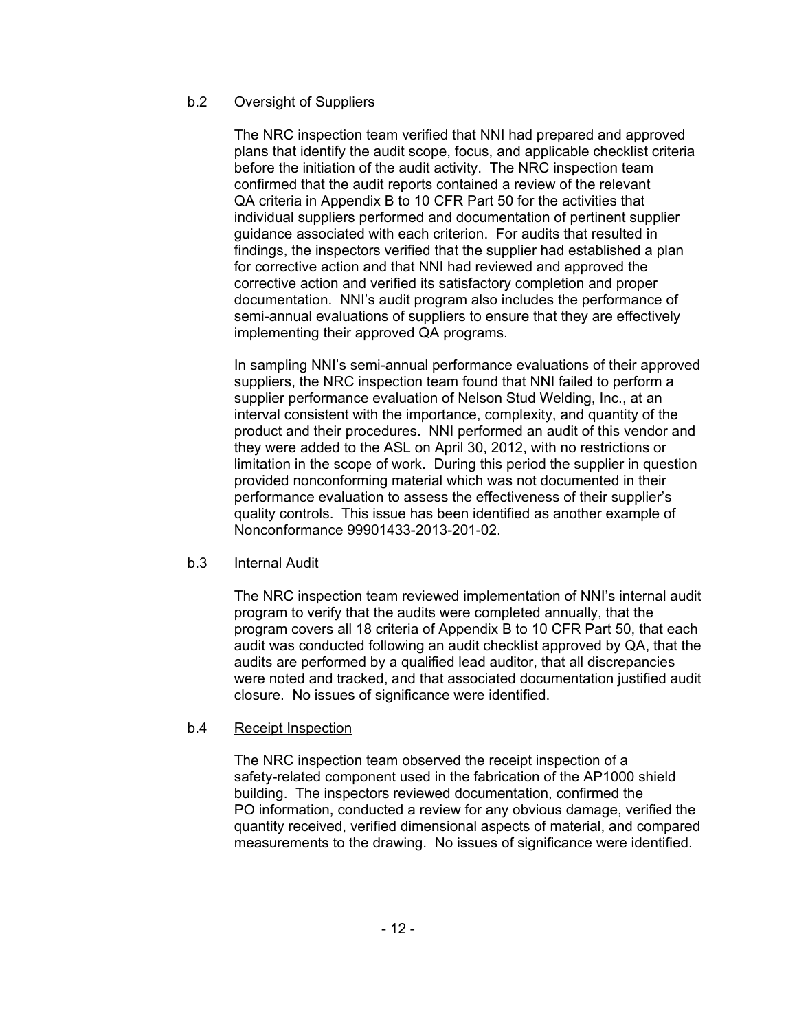### b.2 Oversight of Suppliers

The NRC inspection team verified that NNI had prepared and approved plans that identify the audit scope, focus, and applicable checklist criteria before the initiation of the audit activity. The NRC inspection team confirmed that the audit reports contained a review of the relevant QA criteria in Appendix B to 10 CFR Part 50 for the activities that individual suppliers performed and documentation of pertinent supplier guidance associated with each criterion. For audits that resulted in findings, the inspectors verified that the supplier had established a plan for corrective action and that NNI had reviewed and approved the corrective action and verified its satisfactory completion and proper documentation. NNI's audit program also includes the performance of semi-annual evaluations of suppliers to ensure that they are effectively implementing their approved QA programs.

In sampling NNI's semi-annual performance evaluations of their approved suppliers, the NRC inspection team found that NNI failed to perform a supplier performance evaluation of Nelson Stud Welding, Inc., at an interval consistent with the importance, complexity, and quantity of the product and their procedures. NNI performed an audit of this vendor and they were added to the ASL on April 30, 2012, with no restrictions or limitation in the scope of work. During this period the supplier in question provided nonconforming material which was not documented in their performance evaluation to assess the effectiveness of their supplier's quality controls. This issue has been identified as another example of Nonconformance 99901433-2013-201-02.

### b.3 Internal Audit

The NRC inspection team reviewed implementation of NNI's internal audit program to verify that the audits were completed annually, that the program covers all 18 criteria of Appendix B to 10 CFR Part 50, that each audit was conducted following an audit checklist approved by QA, that the audits are performed by a qualified lead auditor, that all discrepancies were noted and tracked, and that associated documentation justified audit closure. No issues of significance were identified.

### b.4 Receipt Inspection

The NRC inspection team observed the receipt inspection of a safety-related component used in the fabrication of the AP1000 shield building. The inspectors reviewed documentation, confirmed the PO information, conducted a review for any obvious damage, verified the quantity received, verified dimensional aspects of material, and compared measurements to the drawing. No issues of significance were identified.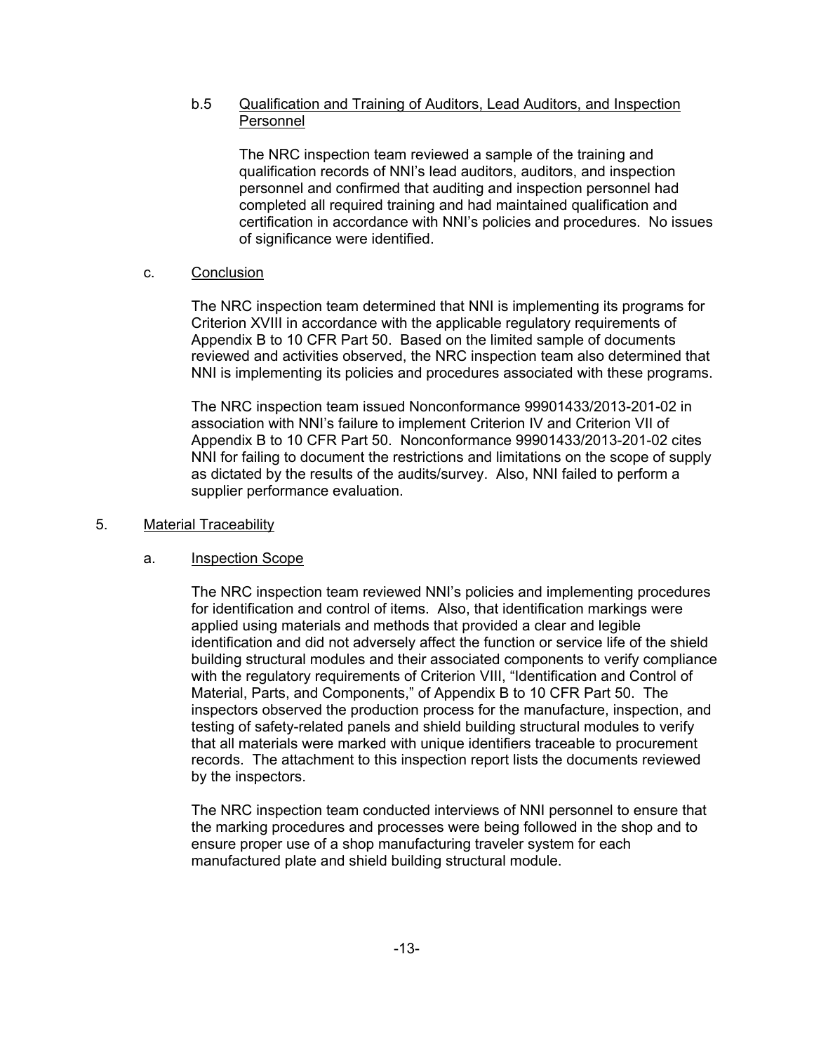b.5 Qualification and Training of Auditors, Lead Auditors, and Inspection Personnel

The NRC inspection team reviewed a sample of the training and qualification records of NNI's lead auditors, auditors, and inspection personnel and confirmed that auditing and inspection personnel had completed all required training and had maintained qualification and certification in accordance with NNI's policies and procedures. No issues of significance were identified.

c. Conclusion

The NRC inspection team determined that NNI is implementing its programs for Criterion XVIII in accordance with the applicable regulatory requirements of Appendix B to 10 CFR Part 50. Based on the limited sample of documents reviewed and activities observed, the NRC inspection team also determined that NNI is implementing its policies and procedures associated with these programs.

The NRC inspection team issued Nonconformance 99901433/2013-201-02 in association with NNI's failure to implement Criterion IV and Criterion VII of Appendix B to 10 CFR Part 50. Nonconformance 99901433/2013-201-02 cites NNI for failing to document the restrictions and limitations on the scope of supply as dictated by the results of the audits/survey. Also, NNI failed to perform a supplier performance evaluation.

## 5. Material Traceability

a. Inspection Scope

The NRC inspection team reviewed NNI's policies and implementing procedures for identification and control of items. Also, that identification markings were applied using materials and methods that provided a clear and legible identification and did not adversely affect the function or service life of the shield building structural modules and their associated components to verify compliance with the regulatory requirements of Criterion VIII, "Identification and Control of Material, Parts, and Components," of Appendix B to 10 CFR Part 50. The inspectors observed the production process for the manufacture, inspection, and testing of safety-related panels and shield building structural modules to verify that all materials were marked with unique identifiers traceable to procurement records. The attachment to this inspection report lists the documents reviewed by the inspectors.

The NRC inspection team conducted interviews of NNI personnel to ensure that the marking procedures and processes were being followed in the shop and to ensure proper use of a shop manufacturing traveler system for each manufactured plate and shield building structural module.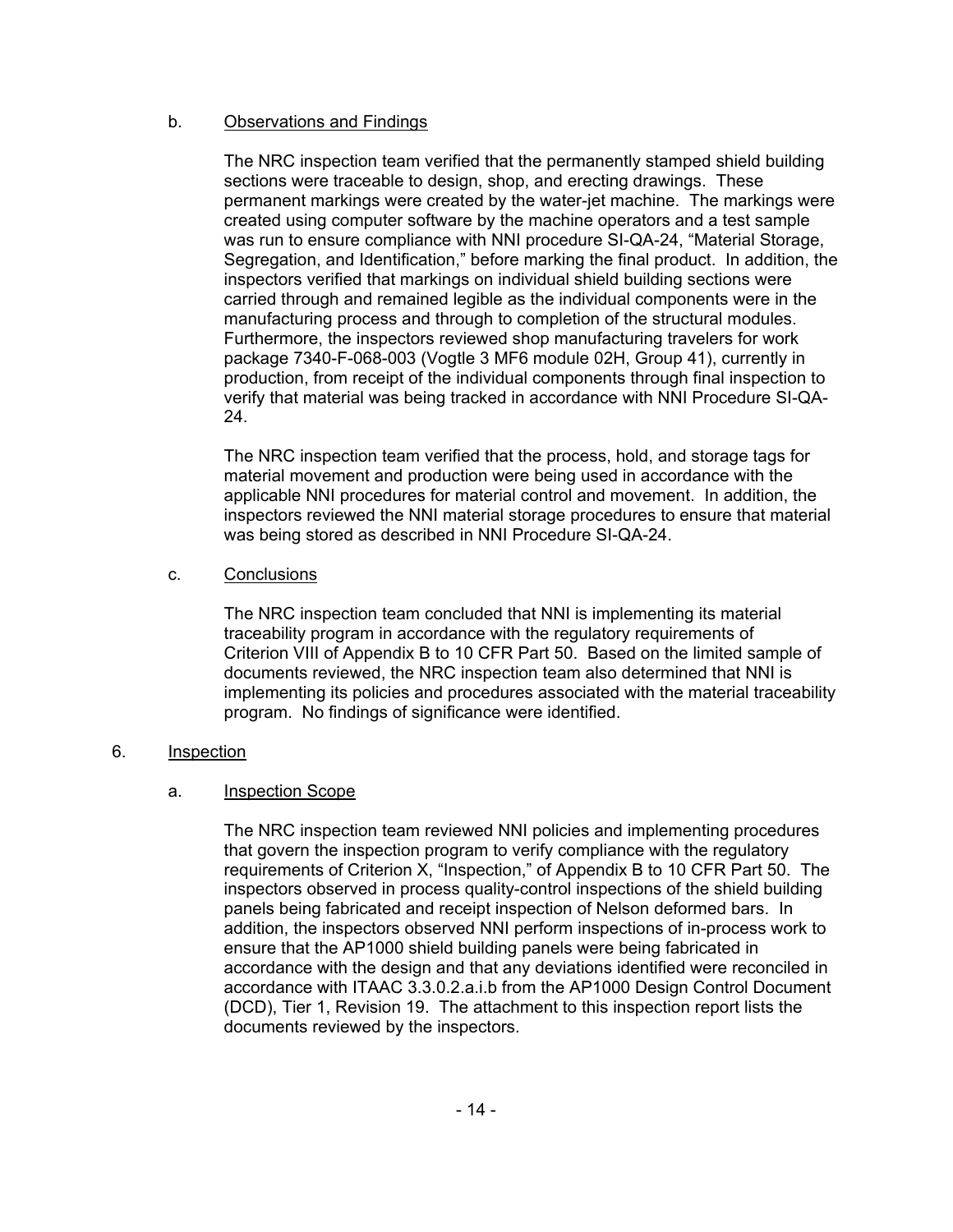b. Observations and Findings

The NRC inspection team verified that the permanently stamped shield building sections were traceable to design, shop, and erecting drawings. These permanent markings were created by the water-jet machine. The markings were created using computer software by the machine operators and a test sample was run to ensure compliance with NNI procedure SI-QA-24, "Material Storage, Segregation, and Identification," before marking the final product. In addition, the inspectors verified that markings on individual shield building sections were carried through and remained legible as the individual components were in the manufacturing process and through to completion of the structural modules. Furthermore, the inspectors reviewed shop manufacturing travelers for work package 7340-F-068-003 (Vogtle 3 MF6 module 02H, Group 41), currently in production, from receipt of the individual components through final inspection to verify that material was being tracked in accordance with NNI Procedure SI-QA-24.

The NRC inspection team verified that the process, hold, and storage tags for material movement and production were being used in accordance with the applicable NNI procedures for material control and movement. In addition, the inspectors reviewed the NNI material storage procedures to ensure that material was being stored as described in NNI Procedure SI-QA-24.

c. Conclusions

The NRC inspection team concluded that NNI is implementing its material traceability program in accordance with the regulatory requirements of Criterion VIII of Appendix B to 10 CFR Part 50. Based on the limited sample of documents reviewed, the NRC inspection team also determined that NNI is implementing its policies and procedures associated with the material traceability program. No findings of significance were identified.

6. Inspection

a. Inspection Scope

The NRC inspection team reviewed NNI policies and implementing procedures that govern the inspection program to verify compliance with the regulatory requirements of Criterion X, "Inspection," of Appendix B to 10 CFR Part 50. The inspectors observed in process quality-control inspections of the shield building panels being fabricated and receipt inspection of Nelson deformed bars. In addition, the inspectors observed NNI perform inspections of in-process work to ensure that the AP1000 shield building panels were being fabricated in accordance with the design and that any deviations identified were reconciled in accordance with ITAAC 3.3.0.2.a.i.b from the AP1000 Design Control Document (DCD), Tier 1, Revision 19. The attachment to this inspection report lists the documents reviewed by the inspectors.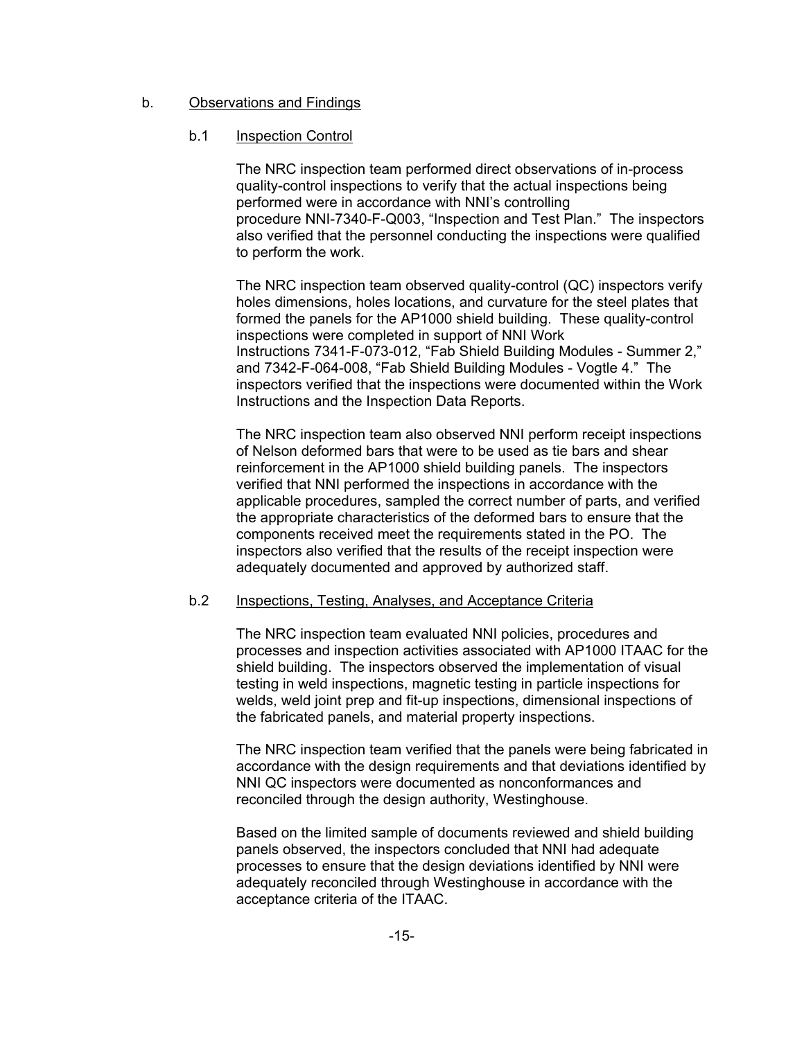b. Observations and Findings

b.1 Inspection Control

The NRC inspection team performed direct observations of in-process quality-control inspections to verify that the actual inspections being performed were in accordance with NNI's controlling procedure NNI-7340-F-Q003, "Inspection and Test Plan." The inspectors also verified that the personnel conducting the inspections were qualified to perform the work.

The NRC inspection team observed quality-control (QC) inspectors verify holes dimensions, holes locations, and curvature for the steel plates that formed the panels for the AP1000 shield building. These quality-control inspections were completed in support of NNI Work Instructions 7341-F-073-012, "Fab Shield Building Modules - Summer 2," and 7342-F-064-008, "Fab Shield Building Modules - Vogtle 4." The inspectors verified that the inspections were documented within the Work Instructions and the Inspection Data Reports.

The NRC inspection team also observed NNI perform receipt inspections of Nelson deformed bars that were to be used as tie bars and shear reinforcement in the AP1000 shield building panels. The inspectors verified that NNI performed the inspections in accordance with the applicable procedures, sampled the correct number of parts, and verified the appropriate characteristics of the deformed bars to ensure that the components received meet the requirements stated in the PO. The inspectors also verified that the results of the receipt inspection were adequately documented and approved by authorized staff.

b.2 Inspections, Testing, Analyses, and Acceptance Criteria

The NRC inspection team evaluated NNI policies, procedures and processes and inspection activities associated with AP1000 ITAAC for the shield building. The inspectors observed the implementation of visual testing in weld inspections, magnetic testing in particle inspections for welds, weld joint prep and fit-up inspections, dimensional inspections of the fabricated panels, and material property inspections.

The NRC inspection team verified that the panels were being fabricated in accordance with the design requirements and that deviations identified by NNI QC inspectors were documented as nonconformances and reconciled through the design authority, Westinghouse.

Based on the limited sample of documents reviewed and shield building panels observed, the inspectors concluded that NNI had adequate processes to ensure that the design deviations identified by NNI were adequately reconciled through Westinghouse in accordance with the acceptance criteria of the ITAAC.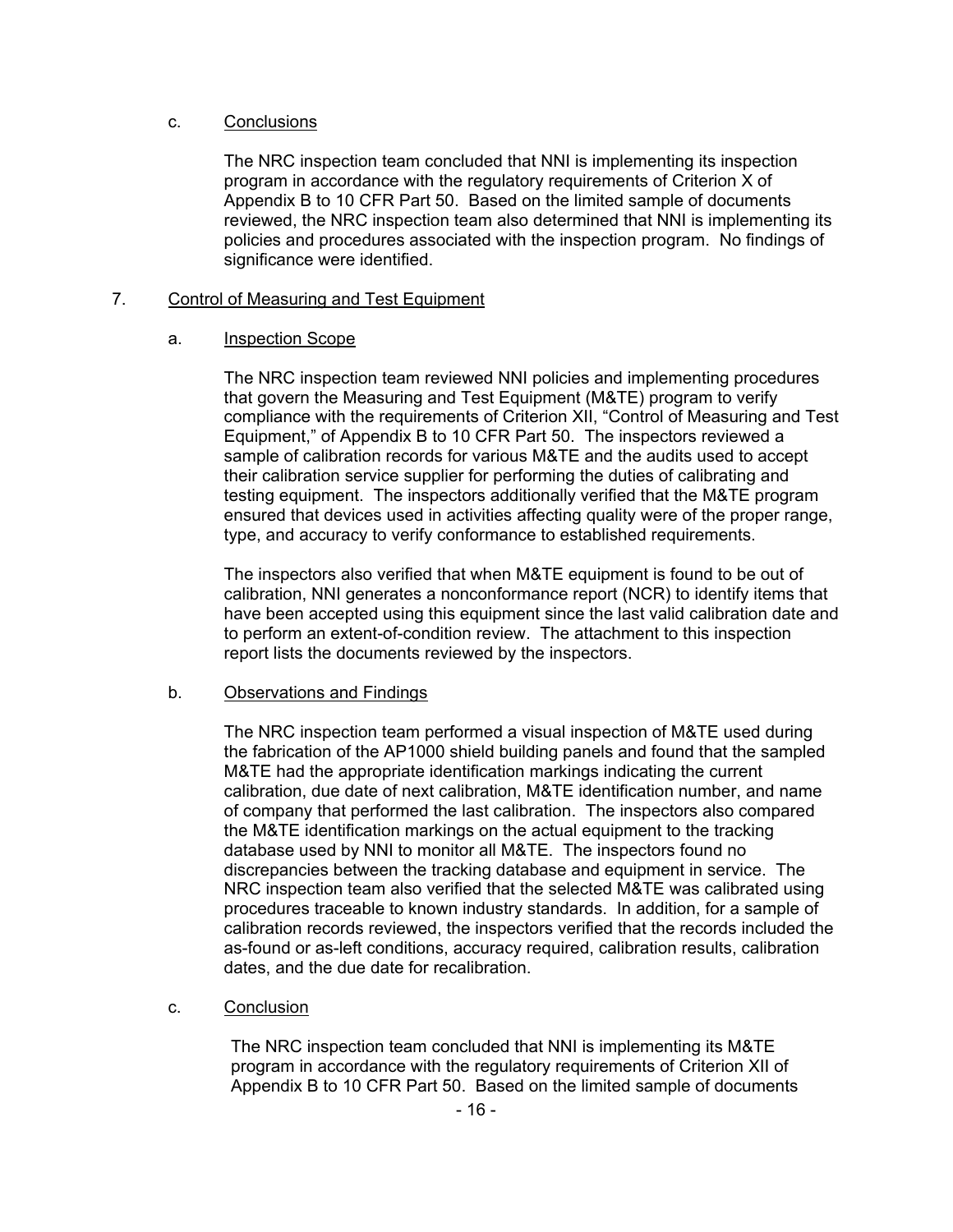c. Conclusions

The NRC inspection team concluded that NNI is implementing its inspection program in accordance with the regulatory requirements of Criterion X of Appendix B to 10 CFR Part 50. Based on the limited sample of documents reviewed, the NRC inspection team also determined that NNI is implementing its policies and procedures associated with the inspection program. No findings of significance were identified.

7. Control of Measuring and Test Equipment

a. Inspection Scope

The NRC inspection team reviewed NNI policies and implementing procedures that govern the Measuring and Test Equipment (M&TE) program to verify compliance with the requirements of Criterion XII, "Control of Measuring and Test Equipment," of Appendix B to 10 CFR Part 50. The inspectors reviewed a sample of calibration records for various M&TE and the audits used to accept their calibration service supplier for performing the duties of calibrating and testing equipment. The inspectors additionally verified that the M&TE program ensured that devices used in activities affecting quality were of the proper range, type, and accuracy to verify conformance to established requirements.

The inspectors also verified that when M&TE equipment is found to be out of calibration, NNI generates a nonconformance report (NCR) to identify items that have been accepted using this equipment since the last valid calibration date and to perform an extent-of-condition review. The attachment to this inspection report lists the documents reviewed by the inspectors.

b. Observations and Findings

The NRC inspection team performed a visual inspection of M&TE used during the fabrication of the AP1000 shield building panels and found that the sampled M&TE had the appropriate identification markings indicating the current calibration, due date of next calibration, M&TE identification number, and name of company that performed the last calibration. The inspectors also compared the M&TE identification markings on the actual equipment to the tracking database used by NNI to monitor all M&TE. The inspectors found no discrepancies between the tracking database and equipment in service. The NRC inspection team also verified that the selected M&TE was calibrated using procedures traceable to known industry standards. In addition, for a sample of calibration records reviewed, the inspectors verified that the records included the as-found or as-left conditions, accuracy required, calibration results, calibration dates, and the due date for recalibration.

c. Conclusion

The NRC inspection team concluded that NNI is implementing its M&TE program in accordance with the regulatory requirements of Criterion XII of Appendix B to 10 CFR Part 50. Based on the limited sample of documents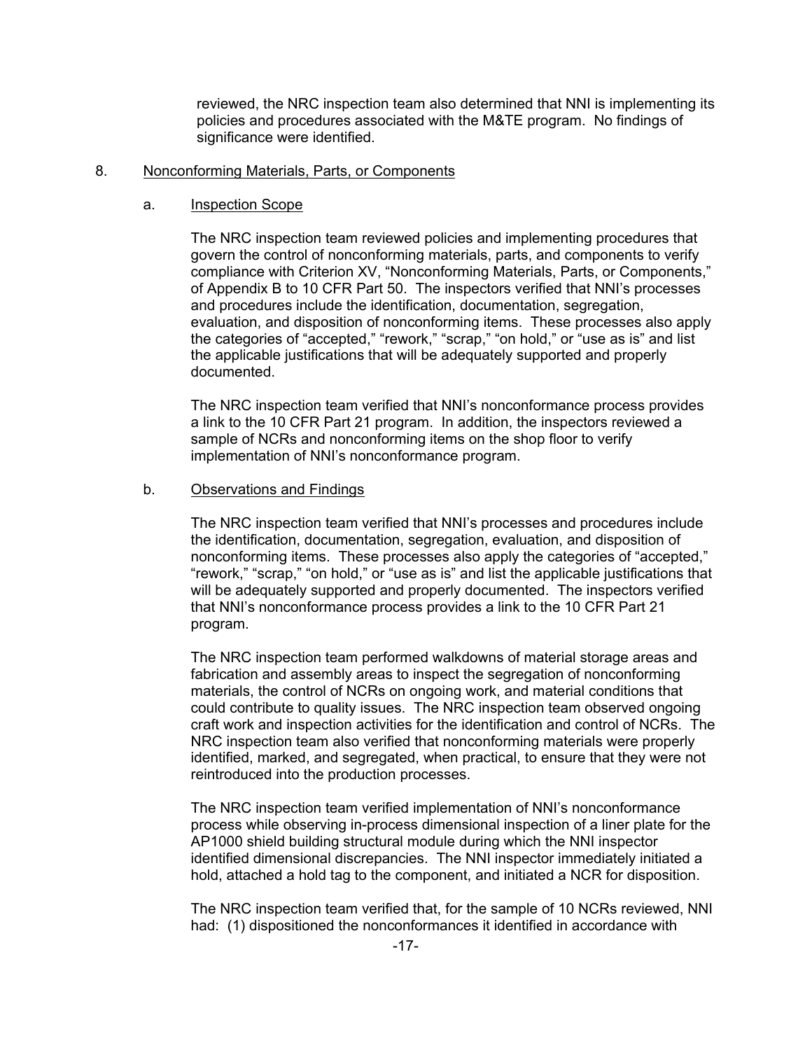reviewed, the NRC inspection team also determined that NNI is implementing its policies and procedures associated with the M&TE program. No findings of significance were identified.

8. Nonconforming Materials, Parts, or Components

a. Inspection Scope

The NRC inspection team reviewed policies and implementing procedures that govern the control of nonconforming materials, parts, and components to verify compliance with Criterion XV, "Nonconforming Materials, Parts, or Components," of Appendix B to 10 CFR Part 50. The inspectors verified that NNI's processes and procedures include the identification, documentation, segregation, evaluation, and disposition of nonconforming items. These processes also apply the categories of "accepted," "rework," "scrap," "on hold," or "use as is" and list the applicable justifications that will be adequately supported and properly documented.

The NRC inspection team verified that NNI's nonconformance process provides a link to the 10 CFR Part 21 program. In addition, the inspectors reviewed a sample of NCRs and nonconforming items on the shop floor to verify implementation of NNI's nonconformance program.

b. Observations and Findings

The NRC inspection team verified that NNI's processes and procedures include the identification, documentation, segregation, evaluation, and disposition of nonconforming items. These processes also apply the categories of "accepted," "rework," "scrap," "on hold," or "use as is" and list the applicable justifications that will be adequately supported and properly documented. The inspectors verified that NNI's nonconformance process provides a link to the 10 CFR Part 21 program.

The NRC inspection team performed walkdowns of material storage areas and fabrication and assembly areas to inspect the segregation of nonconforming materials, the control of NCRs on ongoing work, and material conditions that could contribute to quality issues. The NRC inspection team observed ongoing craft work and inspection activities for the identification and control of NCRs. The NRC inspection team also verified that nonconforming materials were properly identified, marked, and segregated, when practical, to ensure that they were not reintroduced into the production processes.

The NRC inspection team verified implementation of NNI's nonconformance process while observing in-process dimensional inspection of a liner plate for the AP1000 shield building structural module during which the NNI inspector identified dimensional discrepancies. The NNI inspector immediately initiated a hold, attached a hold tag to the component, and initiated a NCR for disposition.

The NRC inspection team verified that, for the sample of 10 NCRs reviewed, NNI had: (1) dispositioned the nonconformances it identified in accordance with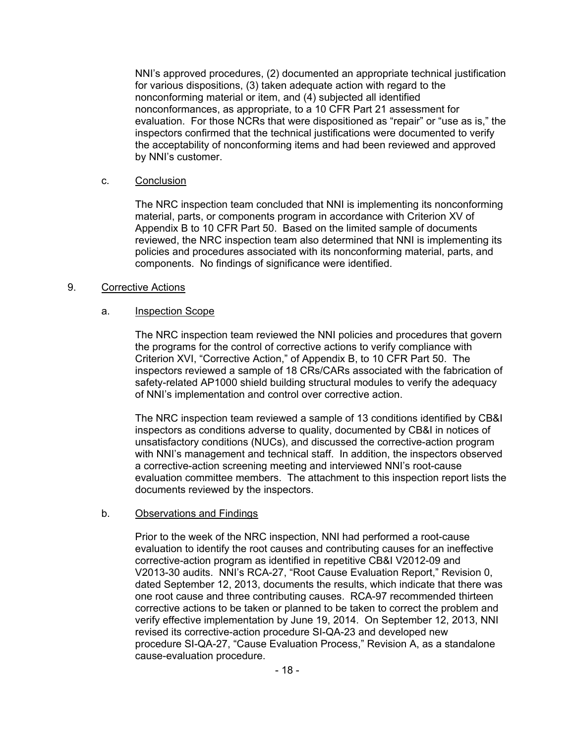NNI's approved procedures, (2) documented an appropriate technical justification for various dispositions, (3) taken adequate action with regard to the nonconforming material or item, and (4) subjected all identified nonconformances, as appropriate, to a 10 CFR Part 21 assessment for evaluation. For those NCRs that were dispositioned as "repair" or "use as is," the inspectors confirmed that the technical justifications were documented to verify the acceptability of nonconforming items and had been reviewed and approved by NNI's customer.

c. Conclusion

The NRC inspection team concluded that NNI is implementing its nonconforming material, parts, or components program in accordance with Criterion XV of Appendix B to 10 CFR Part 50. Based on the limited sample of documents reviewed, the NRC inspection team also determined that NNI is implementing its policies and procedures associated with its nonconforming material, parts, and components. No findings of significance were identified.

9. Corrective Actions

a. Inspection Scope

The NRC inspection team reviewed the NNI policies and procedures that govern the programs for the control of corrective actions to verify compliance with Criterion XVI, "Corrective Action," of Appendix B, to 10 CFR Part 50. The inspectors reviewed a sample of 18 CRs/CARs associated with the fabrication of safety-related AP1000 shield building structural modules to verify the adequacy of NNI's implementation and control over corrective action.

The NRC inspection team reviewed a sample of 13 conditions identified by CB&I inspectors as conditions adverse to quality, documented by CB&I in notices of unsatisfactory conditions (NUCs), and discussed the corrective-action program with NNI's management and technical staff. In addition, the inspectors observed a corrective-action screening meeting and interviewed NNI's root-cause evaluation committee members. The attachment to this inspection report lists the documents reviewed by the inspectors.

b. Observations and Findings

Prior to the week of the NRC inspection, NNI had performed a root-cause evaluation to identify the root causes and contributing causes for an ineffective corrective-action program as identified in repetitive CB&I V2012-09 and V2013-30 audits. NNI's RCA-27, "Root Cause Evaluation Report," Revision 0, dated September 12, 2013, documents the results, which indicate that there was one root cause and three contributing causes. RCA-97 recommended thirteen corrective actions to be taken or planned to be taken to correct the problem and verify effective implementation by June 19, 2014. On September 12, 2013, NNI revised its corrective-action procedure SI-QA-23 and developed new procedure SI-QA-27, "Cause Evaluation Process," Revision A, as a standalone cause-evaluation procedure.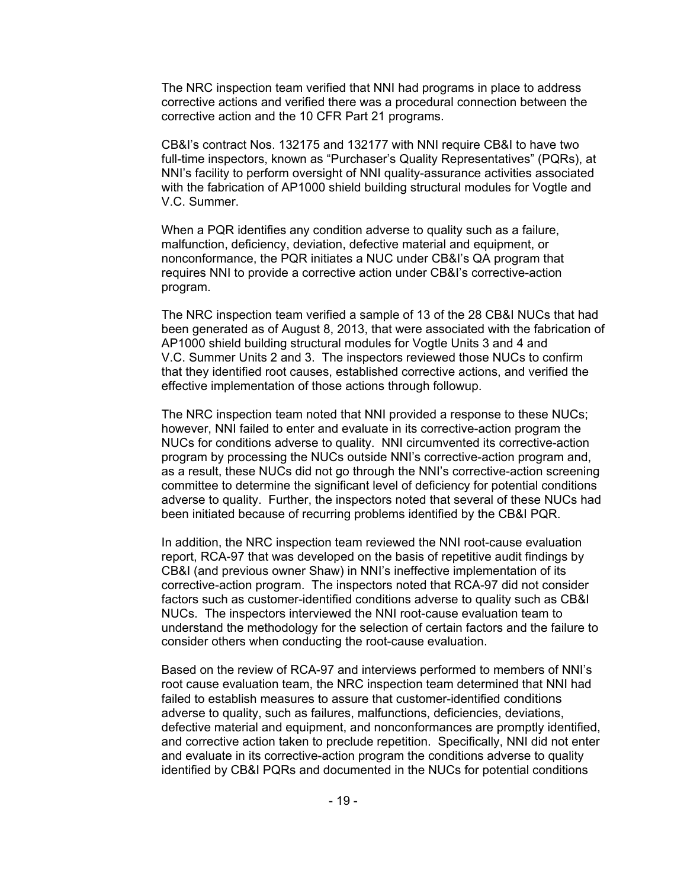The NRC inspection team verified that NNI had programs in place to address corrective actions and verified there was a procedural connection between the corrective action and the 10 CFR Part 21 programs.

CB&I's contract Nos. 132175 and 132177 with NNI require CB&I to have two full-time inspectors, known as "Purchaser's Quality Representatives" (PQRs), at NNI's facility to perform oversight of NNI quality-assurance activities associated with the fabrication of AP1000 shield building structural modules for Vogtle and V.C. Summer.

When a PQR identifies any condition adverse to quality such as a failure, malfunction, deficiency, deviation, defective material and equipment, or nonconformance, the PQR initiates a NUC under CB&I's QA program that requires NNI to provide a corrective action under CB&I's corrective-action program.

The NRC inspection team verified a sample of 13 of the 28 CB&I NUCs that had been generated as of August 8, 2013, that were associated with the fabrication of AP1000 shield building structural modules for Vogtle Units 3 and 4 and V.C. Summer Units 2 and 3. The inspectors reviewed those NUCs to confirm that they identified root causes, established corrective actions, and verified the effective implementation of those actions through followup.

The NRC inspection team noted that NNI provided a response to these NUCs; however, NNI failed to enter and evaluate in its corrective-action program the NUCs for conditions adverse to quality. NNI circumvented its corrective-action program by processing the NUCs outside NNI's corrective-action program and, as a result, these NUCs did not go through the NNI's corrective-action screening committee to determine the significant level of deficiency for potential conditions adverse to quality. Further, the inspectors noted that several of these NUCs had been initiated because of recurring problems identified by the CB&I PQR.

In addition, the NRC inspection team reviewed the NNI root-cause evaluation report, RCA-97 that was developed on the basis of repetitive audit findings by CB&I (and previous owner Shaw) in NNI's ineffective implementation of its corrective-action program. The inspectors noted that RCA-97 did not consider factors such as customer-identified conditions adverse to quality such as CB&I NUCs. The inspectors interviewed the NNI root-cause evaluation team to understand the methodology for the selection of certain factors and the failure to consider others when conducting the root-cause evaluation.

Based on the review of RCA-97 and interviews performed to members of NNI's root cause evaluation team, the NRC inspection team determined that NNI had failed to establish measures to assure that customer-identified conditions adverse to quality, such as failures, malfunctions, deficiencies, deviations, defective material and equipment, and nonconformances are promptly identified, and corrective action taken to preclude repetition. Specifically, NNI did not enter and evaluate in its corrective-action program the conditions adverse to quality identified by CB&I PQRs and documented in the NUCs for potential conditions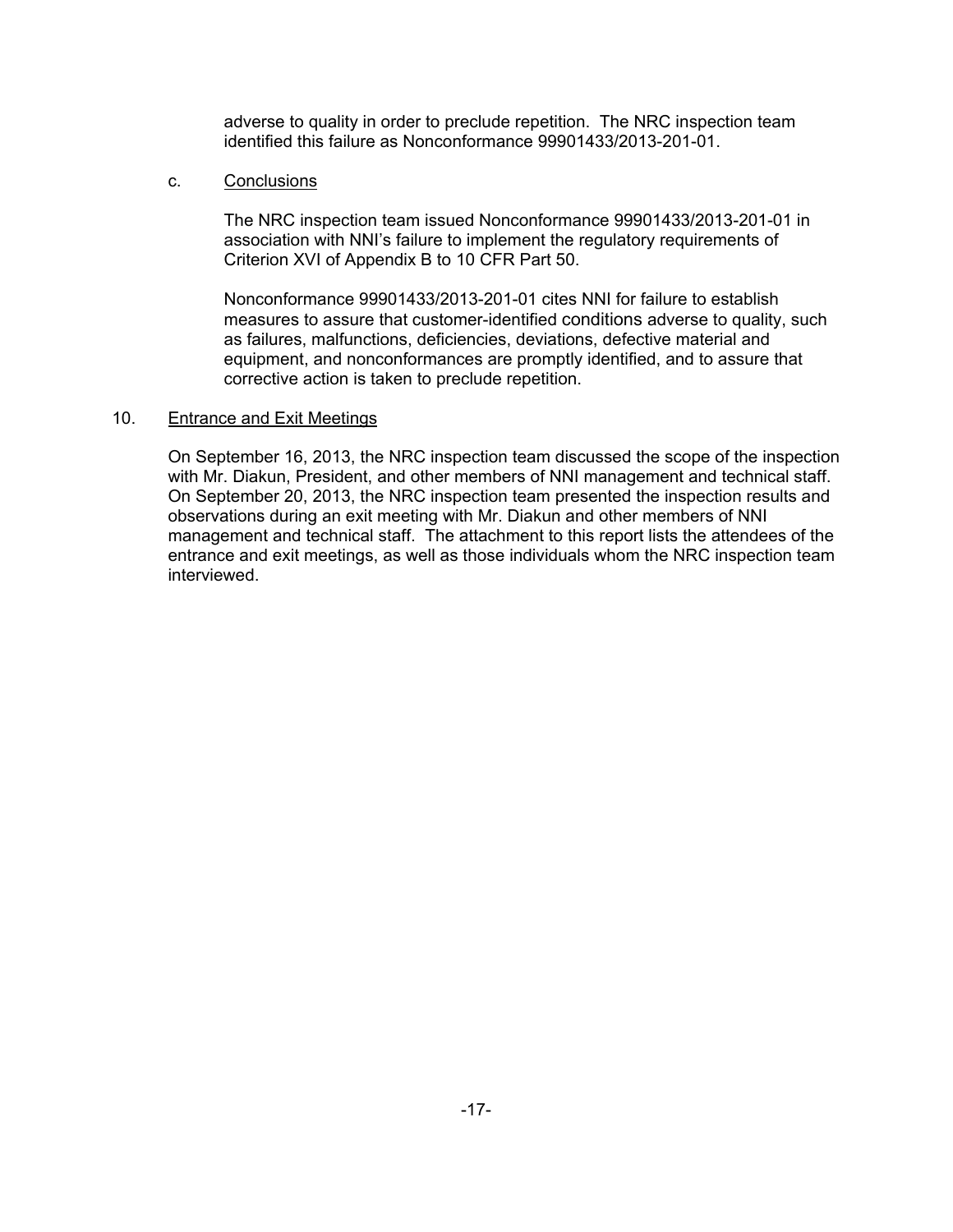adverse to quality in order to preclude repetition. The NRC inspection team identified this failure as Nonconformance 99901433/2013-201-01.

c. Conclusions

The NRC inspection team issued Nonconformance 99901433/2013-201-01 in association with NNI's failure to implement the regulatory requirements of Criterion XVI of Appendix B to 10 CFR Part 50.

Nonconformance 99901433/2013-201-01 cites NNI for failure to establish measures to assure that customer-identified conditions adverse to quality, such as failures, malfunctions, deficiencies, deviations, defective material and equipment, and nonconformances are promptly identified, and to assure that corrective action is taken to preclude repetition.

10. Entrance and Exit Meetings

On September 16, 2013, the NRC inspection team discussed the scope of the inspection with Mr. Diakun, President, and other members of NNI management and technical staff. On September 20, 2013, the NRC inspection team presented the inspection results and observations during an exit meeting with Mr. Diakun and other members of NNI management and technical staff. The attachment to this report lists the attendees of the entrance and exit meetings, as well as those individuals whom the NRC inspection team interviewed.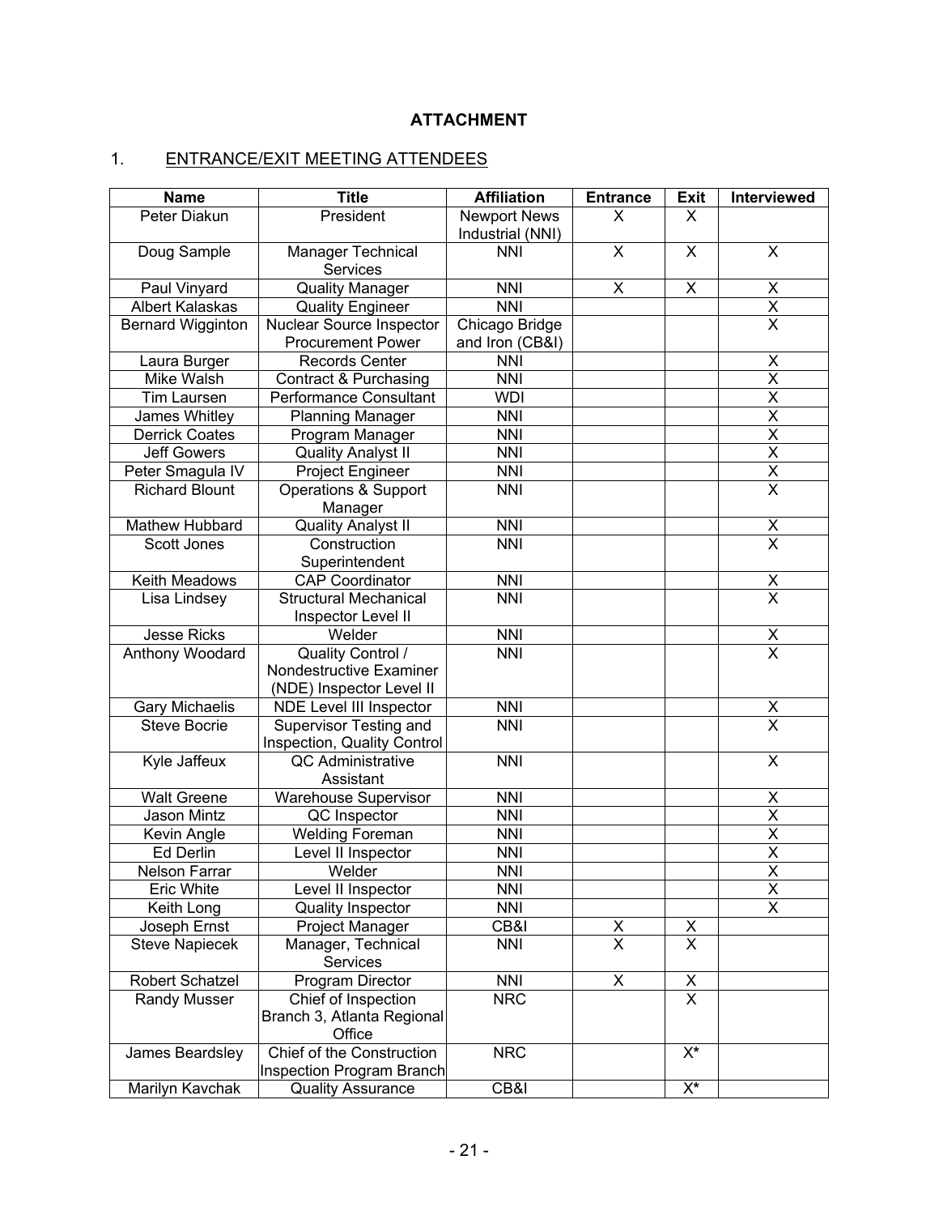## ATTACHMENT

### 1. ENTRANCE/EXIT MEETING ATTENDEES

| Name | Title | Affiliation | Entrance | Exit | Interviewed |
|---|---|---|---|---|---|
| Peter Diakun | President | Newport News Industrial (NNI) | X | X | |
| Doug Sample | Manager Technical Services | NNI | X | X | X |
| Paul Vinyard | Quality Manager | NNI | X | X | X |
| Albert Kalaskas | Quality Engineer | NNI | | | X |
| Bernard Wigginton | Nuclear Source Inspector Procurement Power | Chicago Bridge and Iron (CB&I) | | | X |
| Laura Burger | Records Center | NNI | | | X |
| Mike Walsh | Contract & Purchasing | NNI | | | X |
| Tim Laursen | Performance Consultant | WDI | | | X |
| James Whitley | Planning Manager | NNI | | | X |
| Derrick Coates | Program Manager | NNI | | | X |
| Jeff Gowers | Quality Analyst II | NNI | | | X |
| Peter Smagula IV | Project Engineer | NNI | | | X |
| Richard Blount | Operations & Support Manager | NNI | | | X |
| Mathew Hubbard | Quality Analyst II | NNI | | | X |
| Scott Jones | Construction Superintendent | NNI | | | X |
| Keith Meadows | CAP Coordinator | NNI | | | X |
| Lisa Lindsey | Structural Mechanical Inspector Level II | NNI | | | X |
| Jesse Ricks | Welder | NNI | | | X |
| Anthony Woodard | Quality Control / Nondestructive Examiner (NDE) Inspector Level II | NNI | | | X |
| Gary Michaelis | NDE Level III Inspector | NNI | | | X |
| Steve Bocrie | Supervisor Testing and Inspection, Quality Control | NNI | | | X |
| Kyle Jaffeux | QC Administrative Assistant | NNI | | | X |
| Walt Greene | Warehouse Supervisor | NNI | | | X |
| Jason Mintz | QC Inspector | NNI | | | X |
| Kevin Angle | Welding Foreman | NNI | | | X |
| Ed Derlin | Level II Inspector | NNI | | | X |
| Nelson Farrar | Welder | NNI | | | X |
| Eric White | Level II Inspector | NNI | | | X |
| Keith Long | Quality Inspector | NNI | | | X |
| Joseph Ernst | Project Manager | CB&I | X | X | |
| Steve Napiecek | Manager, Technical Services | NNI | X | X | |
| Robert Schatzel | Program Director | NNI | X | X | |
| Randy Musser | Chief of Inspection Branch 3, Atlanta Regional Office | NRC | | X | |
| James Beardsley | Chief of the Construction Inspection Program Branch | NRC | | X* | |
| Marilyn Kavchak | Quality Assurance | CB&I | | X* | |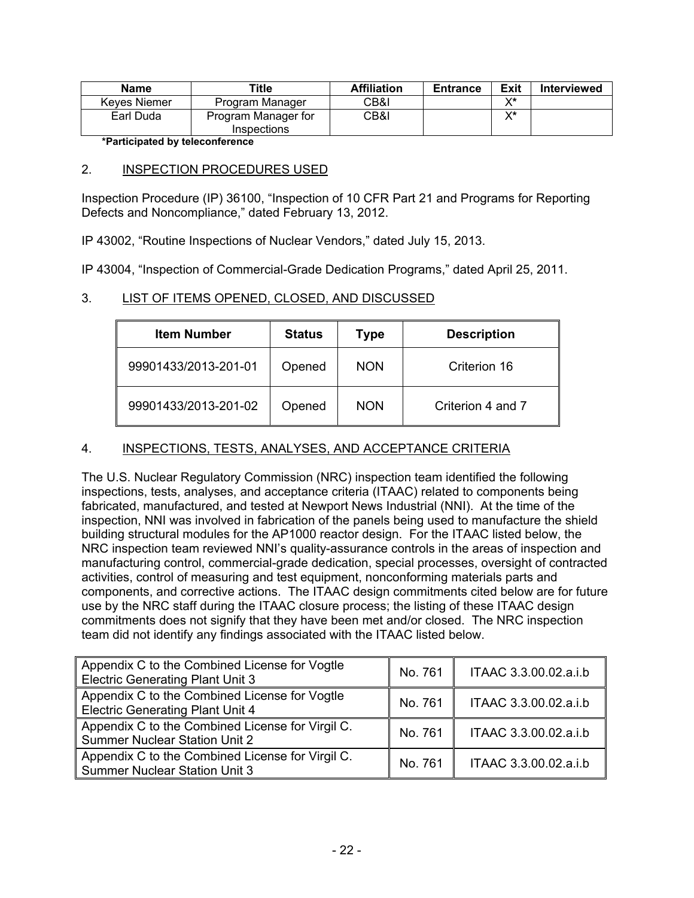| Name | Title | Affiliation | Entrance | Exit | Interviewed |
|---|---|---|---|---|---|
| Keyes Niemer | Program Manager | CB&I | | X* | |
| Earl Duda | Program Manager for Inspections | CB&I | | X* | |

**\*Participated by teleconference**

## 2. INSPECTION PROCEDURES USED

Inspection Procedure (IP) 36100, "Inspection of 10 CFR Part 21 and Programs for Reporting Defects and Noncompliance," dated February 13, 2012.

IP 43002, "Routine Inspections of Nuclear Vendors," dated July 15, 2013.

IP 43004, "Inspection of Commercial-Grade Dedication Programs," dated April 25, 2011.

## 3. LIST OF ITEMS OPENED, CLOSED, AND DISCUSSED

| Item Number | Status | Type | Description |
|---|---|---|---|
| 99901433/2013-201-01 | Opened | NON | Criterion 16 |
| 99901433/2013-201-02 | Opened | NON | Criterion 4 and 7 |

## 4. INSPECTIONS, TESTS, ANALYSES, AND ACCEPTANCE CRITERIA

The U.S. Nuclear Regulatory Commission (NRC) inspection team identified the following inspections, tests, analyses, and acceptance criteria (ITAAC) related to components being fabricated, manufactured, and tested at Newport News Industrial (NNI). At the time of the inspection, NNI was involved in fabrication of the panels being used to manufacture the shield building structural modules for the AP1000 reactor design. For the ITAAC listed below, the NRC inspection team reviewed NNI's quality-assurance controls in the areas of inspection and manufacturing control, commercial-grade dedication, special processes, oversight of contracted activities, control of measuring and test equipment, nonconforming materials parts and components, and corrective actions. The ITAAC design commitments cited below are for future use by the NRC staff during the ITAAC closure process; the listing of these ITAAC design commitments does not signify that they have been met and/or closed. The NRC inspection team did not identify any findings associated with the ITAAC listed below.

| | | |
|---|---|---|
| Appendix C to the Combined License for Vogtle Electric Generating Plant Unit 3 | No. 761 | ITAAC 3.3.00.02.a.i.b |
| Appendix C to the Combined License for Vogtle Electric Generating Plant Unit 4 | No. 761 | ITAAC 3.3.00.02.a.i.b |
| Appendix C to the Combined License for Virgil C. Summer Nuclear Station Unit 2 | No. 761 | ITAAC 3.3.00.02.a.i.b |
| Appendix C to the Combined License for Virgil C. Summer Nuclear Station Unit 3 | No. 761 | ITAAC 3.3.00.02.a.i.b |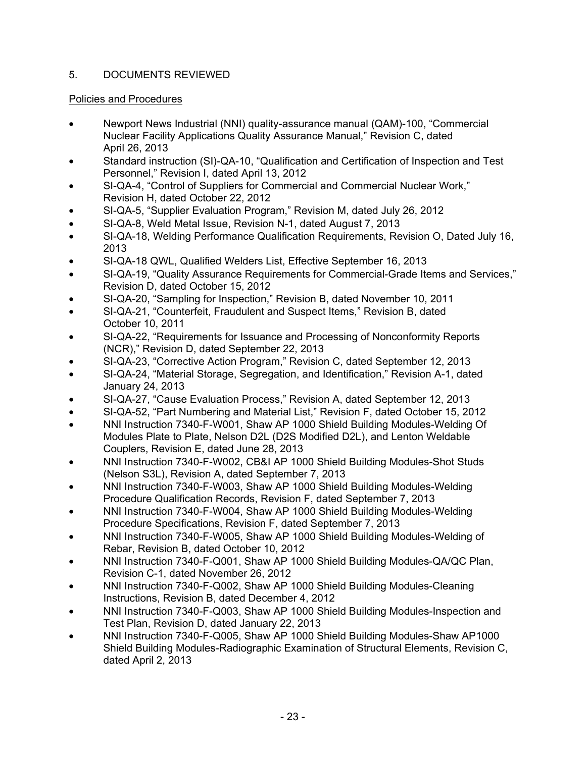## 5. DOCUMENTS REVIEWED

### Policies and Procedures

- Newport News Industrial (NNI) quality-assurance manual (QAM)-100, "Commercial Nuclear Facility Applications Quality Assurance Manual," Revision C, dated April 26, 2013
- Standard instruction (SI)-QA-10, "Qualification and Certification of Inspection and Test Personnel," Revision I, dated April 13, 2012
- SI-QA-4, "Control of Suppliers for Commercial and Commercial Nuclear Work," Revision H, dated October 22, 2012
- SI-QA-5, "Supplier Evaluation Program," Revision M, dated July 26, 2012
- SI-QA-8, Weld Metal Issue, Revision N-1, dated August 7, 2013
- SI-QA-18, Welding Performance Qualification Requirements, Revision O, Dated July 16, 2013
- SI-QA-18 QWL, Qualified Welders List, Effective September 16, 2013
- SI-QA-19, "Quality Assurance Requirements for Commercial-Grade Items and Services," Revision D, dated October 15, 2012
- SI-QA-20, "Sampling for Inspection," Revision B, dated November 10, 2011
- SI-QA-21, "Counterfeit, Fraudulent and Suspect Items," Revision B, dated October 10, 2011
- SI-QA-22, "Requirements for Issuance and Processing of Nonconformity Reports (NCR)," Revision D, dated September 22, 2013
- SI-QA-23, "Corrective Action Program," Revision C, dated September 12, 2013
- SI-QA-24, "Material Storage, Segregation, and Identification," Revision A-1, dated January 24, 2013
- SI-QA-27, "Cause Evaluation Process," Revision A, dated September 12, 2013
- SI-QA-52, "Part Numbering and Material List," Revision F, dated October 15, 2012
- NNI Instruction 7340-F-W001, Shaw AP 1000 Shield Building Modules-Welding Of Modules Plate to Plate, Nelson D2L (D2S Modified D2L), and Lenton Weldable Couplers, Revision E, dated June 28, 2013
- NNI Instruction 7340-F-W002, CB&I AP 1000 Shield Building Modules-Shot Studs (Nelson S3L), Revision A, dated September 7, 2013
- NNI Instruction 7340-F-W003, Shaw AP 1000 Shield Building Modules-Welding Procedure Qualification Records, Revision F, dated September 7, 2013
- NNI Instruction 7340-F-W004, Shaw AP 1000 Shield Building Modules-Welding Procedure Specifications, Revision F, dated September 7, 2013
- NNI Instruction 7340-F-W005, Shaw AP 1000 Shield Building Modules-Welding of Rebar, Revision B, dated October 10, 2012
- NNI Instruction 7340-F-Q001, Shaw AP 1000 Shield Building Modules-QA/QC Plan, Revision C-1, dated November 26, 2012
- NNI Instruction 7340-F-Q002, Shaw AP 1000 Shield Building Modules-Cleaning Instructions, Revision B, dated December 4, 2012
- NNI Instruction 7340-F-Q003, Shaw AP 1000 Shield Building Modules-Inspection and Test Plan, Revision D, dated January 22, 2013
- NNI Instruction 7340-F-Q005, Shaw AP 1000 Shield Building Modules-Shaw AP1000 Shield Building Modules-Radiographic Examination of Structural Elements, Revision C, dated April 2, 2013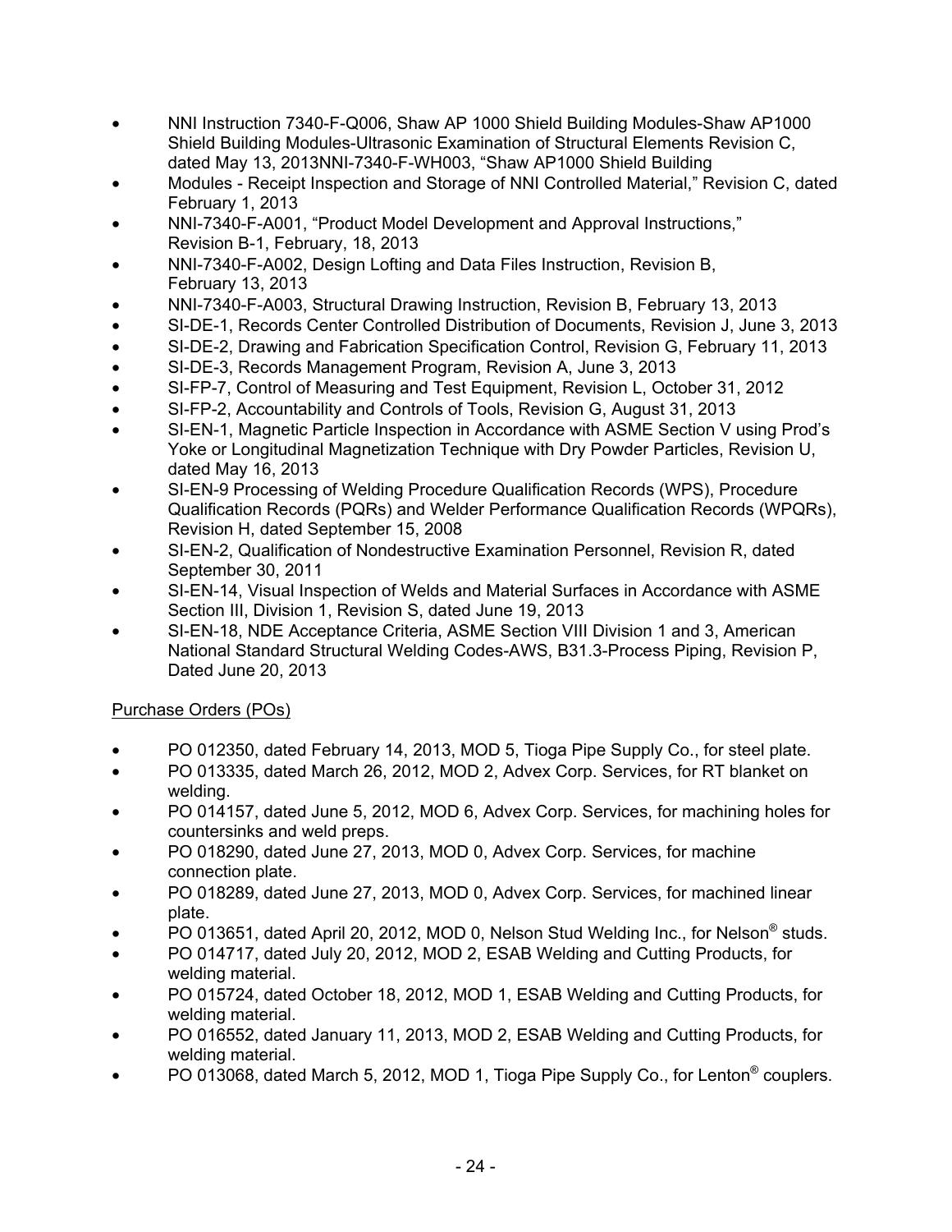- NNI Instruction 7340-F-Q006, Shaw AP 1000 Shield Building Modules-Shaw AP1000 Shield Building Modules-Ultrasonic Examination of Structural Elements Revision C, dated May 13, 2013NNI-7340-F-WH003, "Shaw AP1000 Shield Building
- Modules - Receipt Inspection and Storage of NNI Controlled Material," Revision C, dated February 1, 2013
- NNI-7340-F-A001, "Product Model Development and Approval Instructions," Revision B-1, February, 18, 2013
- NNI-7340-F-A002, Design Lofting and Data Files Instruction, Revision B, February 13, 2013
- NNI-7340-F-A003, Structural Drawing Instruction, Revision B, February 13, 2013
- SI-DE-1, Records Center Controlled Distribution of Documents, Revision J, June 3, 2013
- SI-DE-2, Drawing and Fabrication Specification Control, Revision G, February 11, 2013
- SI-DE-3, Records Management Program, Revision A, June 3, 2013
- SI-FP-7, Control of Measuring and Test Equipment, Revision L, October 31, 2012
- SI-FP-2, Accountability and Controls of Tools, Revision G, August 31, 2013
- SI-EN-1, Magnetic Particle Inspection in Accordance with ASME Section V using Prod's Yoke or Longitudinal Magnetization Technique with Dry Powder Particles, Revision U, dated May 16, 2013
- SI-EN-9 Processing of Welding Procedure Qualification Records (WPS), Procedure Qualification Records (PQRs) and Welder Performance Qualification Records (WPQRs), Revision H, dated September 15, 2008
- SI-EN-2, Qualification of Nondestructive Examination Personnel, Revision R, dated September 30, 2011
- SI-EN-14, Visual Inspection of Welds and Material Surfaces in Accordance with ASME Section III, Division 1, Revision S, dated June 19, 2013
- SI-EN-18, NDE Acceptance Criteria, ASME Section VIII Division 1 and 3, American National Standard Structural Welding Codes-AWS, B31.3-Process Piping, Revision P, Dated June 20, 2013

Purchase Orders (POs)

- PO 012350, dated February 14, 2013, MOD 5, Tioga Pipe Supply Co., for steel plate.
- PO 013335, dated March 26, 2012, MOD 2, Advex Corp. Services, for RT blanket on welding.
- PO 014157, dated June 5, 2012, MOD 6, Advex Corp. Services, for machining holes for countersinks and weld preps.
- PO 018290, dated June 27, 2013, MOD 0, Advex Corp. Services, for machine connection plate.
- PO 018289, dated June 27, 2013, MOD 0, Advex Corp. Services, for machined linear plate.
- PO 013651, dated April 20, 2012, MOD 0, Nelson Stud Welding Inc., for Nelson® studs.
- PO 014717, dated July 20, 2012, MOD 2, ESAB Welding and Cutting Products, for welding material.
- PO 015724, dated October 18, 2012, MOD 1, ESAB Welding and Cutting Products, for welding material.
- PO 016552, dated January 11, 2013, MOD 2, ESAB Welding and Cutting Products, for welding material.
- PO 013068, dated March 5, 2012, MOD 1, Tioga Pipe Supply Co., for Lenton® couplers.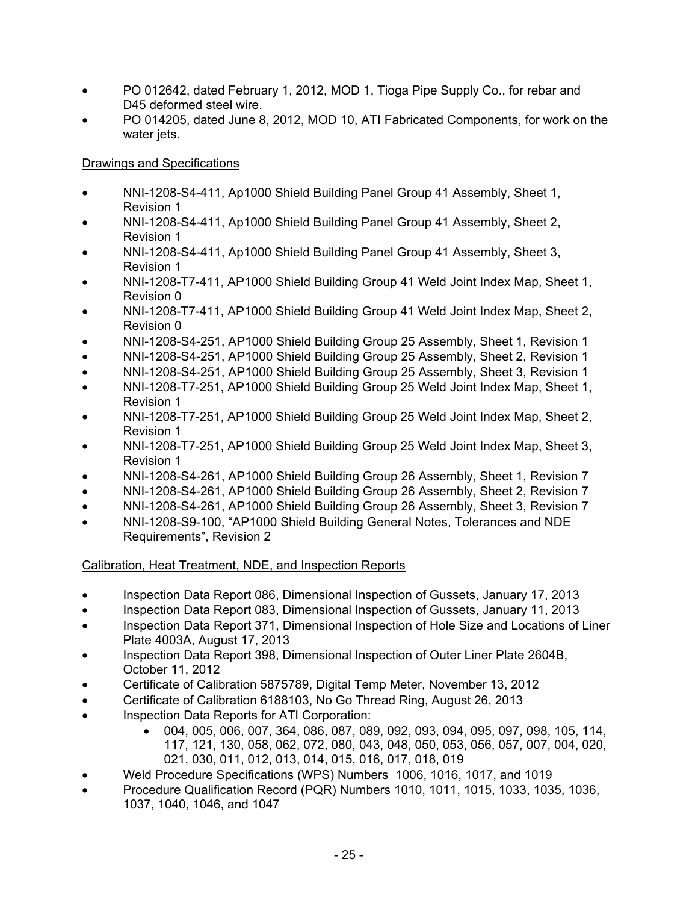- PO 012642, dated February 1, 2012, MOD 1, Tioga Pipe Supply Co., for rebar and D45 deformed steel wire.
- PO 014205, dated June 8, 2012, MOD 10, ATI Fabricated Components, for work on the water jets.

Drawings and Specifications

- NNI-1208-S4-411, Ap1000 Shield Building Panel Group 41 Assembly, Sheet 1, Revision 1
- NNI-1208-S4-411, Ap1000 Shield Building Panel Group 41 Assembly, Sheet 2, Revision 1
- NNI-1208-S4-411, Ap1000 Shield Building Panel Group 41 Assembly, Sheet 3, Revision 1
- NNI-1208-T7-411, AP1000 Shield Building Group 41 Weld Joint Index Map, Sheet 1, Revision 0
- NNI-1208-T7-411, AP1000 Shield Building Group 41 Weld Joint Index Map, Sheet 2, Revision 0
- NNI-1208-S4-251, AP1000 Shield Building Group 25 Assembly, Sheet 1, Revision 1
- NNI-1208-S4-251, AP1000 Shield Building Group 25 Assembly, Sheet 2, Revision 1
- NNI-1208-S4-251, AP1000 Shield Building Group 25 Assembly, Sheet 3, Revision 1
- NNI-1208-T7-251, AP1000 Shield Building Group 25 Weld Joint Index Map, Sheet 1, Revision 1
- NNI-1208-T7-251, AP1000 Shield Building Group 25 Weld Joint Index Map, Sheet 2, Revision 1
- NNI-1208-T7-251, AP1000 Shield Building Group 25 Weld Joint Index Map, Sheet 3, Revision 1
- NNI-1208-S4-261, AP1000 Shield Building Group 26 Assembly, Sheet 1, Revision 7
- NNI-1208-S4-261, AP1000 Shield Building Group 26 Assembly, Sheet 2, Revision 7
- NNI-1208-S4-261, AP1000 Shield Building Group 26 Assembly, Sheet 3, Revision 7
- NNI-1208-S9-100, "AP1000 Shield Building General Notes, Tolerances and NDE Requirements", Revision 2

Calibration, Heat Treatment, NDE, and Inspection Reports

- Inspection Data Report 086, Dimensional Inspection of Gussets, January 17, 2013
- Inspection Data Report 083, Dimensional Inspection of Gussets, January 11, 2013
- Inspection Data Report 371, Dimensional Inspection of Hole Size and Locations of Liner Plate 4003A, August 17, 2013
- Inspection Data Report 398, Dimensional Inspection of Outer Liner Plate 2604B, October 11, 2012
- Certificate of Calibration 5875789, Digital Temp Meter, November 13, 2012
- Certificate of Calibration 6188103, No Go Thread Ring, August 26, 2013
- Inspection Data Reports for ATI Corporation:
    - 004, 005, 006, 007, 364, 086, 087, 089, 092, 093, 094, 095, 097, 098, 105, 114, 117, 121, 130, 058, 062, 072, 080, 043, 048, 050, 053, 056, 057, 007, 004, 020, 021, 030, 011, 012, 013, 014, 015, 016, 017, 018, 019
- Weld Procedure Specifications (WPS) Numbers 1006, 1016, 1017, and 1019
- Procedure Qualification Record (PQR) Numbers 1010, 1011, 1015, 1033, 1035, 1036, 1037, 1040, 1046, and 1047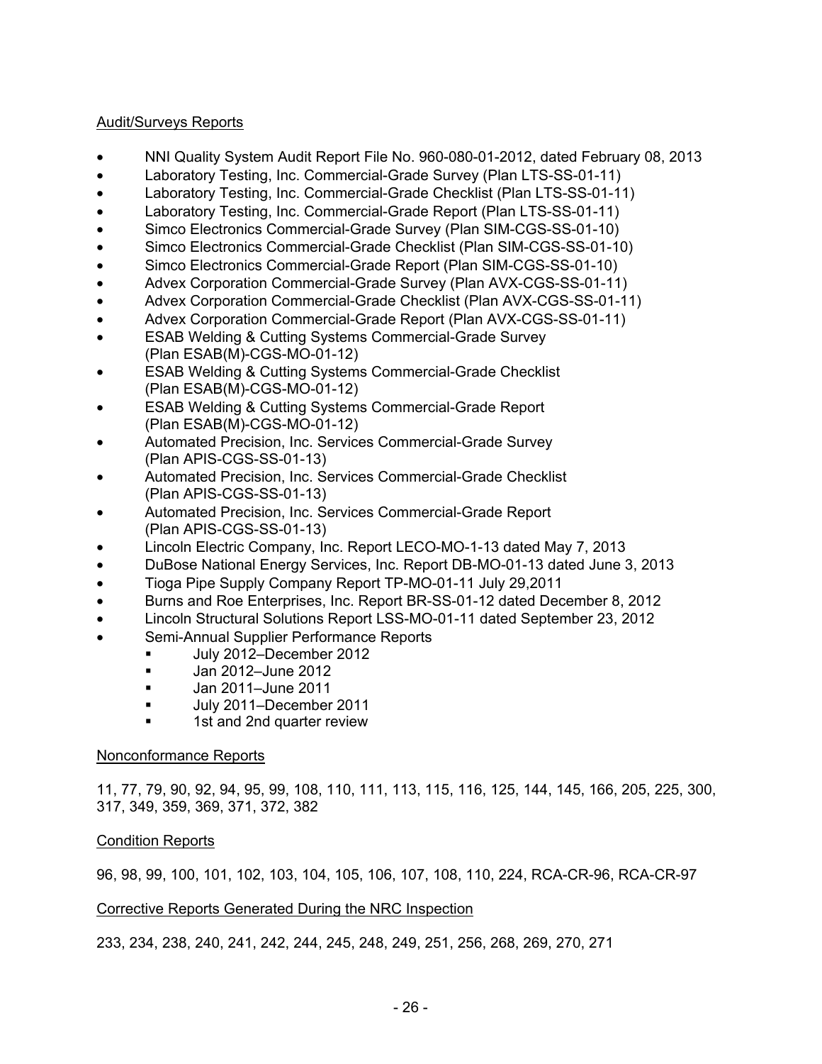Audit/Surveys Reports

- NNI Quality System Audit Report File No. 960-080-01-2012, dated February 08, 2013
- Laboratory Testing, Inc. Commercial-Grade Survey (Plan LTS-SS-01-11)
- Laboratory Testing, Inc. Commercial-Grade Checklist (Plan LTS-SS-01-11)
- Laboratory Testing, Inc. Commercial-Grade Report (Plan LTS-SS-01-11)
- Simco Electronics Commercial-Grade Survey (Plan SIM-CGS-SS-01-10)
- Simco Electronics Commercial-Grade Checklist (Plan SIM-CGS-SS-01-10)
- Simco Electronics Commercial-Grade Report (Plan SIM-CGS-SS-01-10)
- Advex Corporation Commercial-Grade Survey (Plan AVX-CGS-SS-01-11)
- Advex Corporation Commercial-Grade Checklist (Plan AVX-CGS-SS-01-11)
- Advex Corporation Commercial-Grade Report (Plan AVX-CGS-SS-01-11)
- ESAB Welding & Cutting Systems Commercial-Grade Survey (Plan ESAB(M)-CGS-MO-01-12)
- ESAB Welding & Cutting Systems Commercial-Grade Checklist (Plan ESAB(M)-CGS-MO-01-12)
- ESAB Welding & Cutting Systems Commercial-Grade Report (Plan ESAB(M)-CGS-MO-01-12)
- Automated Precision, Inc. Services Commercial-Grade Survey (Plan APIS-CGS-SS-01-13)
- Automated Precision, Inc. Services Commercial-Grade Checklist (Plan APIS-CGS-SS-01-13)
- Automated Precision, Inc. Services Commercial-Grade Report (Plan APIS-CGS-SS-01-13)
- Lincoln Electric Company, Inc. Report LECO-MO-1-13 dated May 7, 2013
- DuBose National Energy Services, Inc. Report DB-MO-01-13 dated June 3, 2013
- Tioga Pipe Supply Company Report TP-MO-01-11 July 29,2011
- Burns and Roe Enterprises, Inc. Report BR-SS-01-12 dated December 8, 2012
- Lincoln Structural Solutions Report LSS-MO-01-11 dated September 23, 2012
- Semi-Annual Supplier Performance Reports
  - July 2012–December 2012
  - Jan 2012–June 2012
  - Jan 2011–June 2011
  - July 2011–December 2011
  - 1st and 2nd quarter review

Nonconformance Reports

11, 77, 79, 90, 92, 94, 95, 99, 108, 110, 111, 113, 115, 116, 125, 144, 145, 166, 205, 225, 300, 317, 349, 359, 369, 371, 372, 382

Condition Reports

96, 98, 99, 100, 101, 102, 103, 104, 105, 106, 107, 108, 110, 224, RCA-CR-96, RCA-CR-97

Corrective Reports Generated During the NRC Inspection

233, 234, 238, 240, 241, 242, 244, 245, 248, 249, 251, 256, 268, 269, 270, 271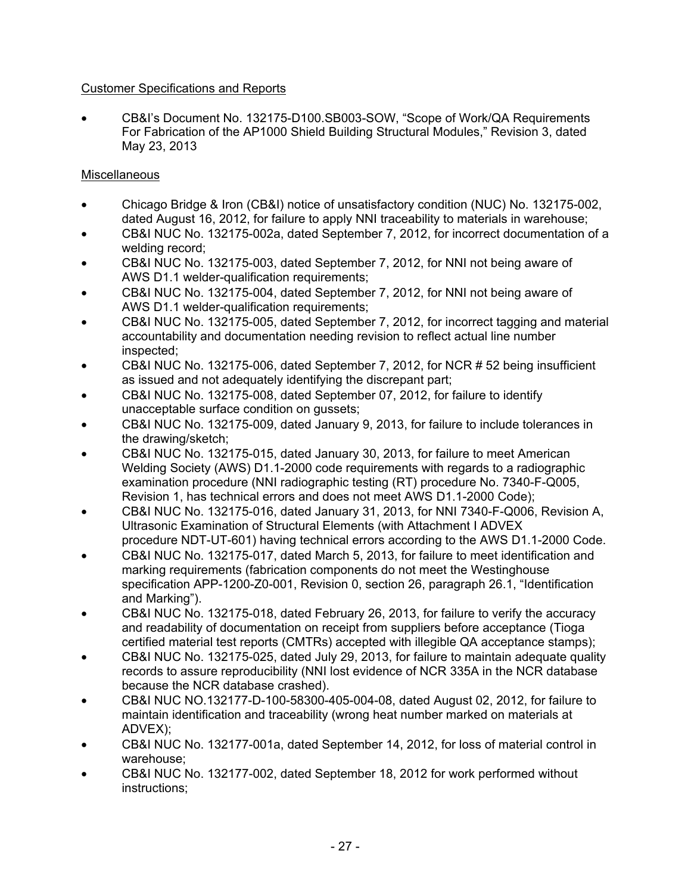Customer Specifications and Reports

- CB&I's Document No. 132175-D100.SB003-SOW, "Scope of Work/QA Requirements For Fabrication of the AP1000 Shield Building Structural Modules," Revision 3, dated May 23, 2013

Miscellaneous

- Chicago Bridge & Iron (CB&I) notice of unsatisfactory condition (NUC) No. 132175-002, dated August 16, 2012, for failure to apply NNI traceability to materials in warehouse;
- CB&I NUC No. 132175-002a, dated September 7, 2012, for incorrect documentation of a welding record;
- CB&I NUC No. 132175-003, dated September 7, 2012, for NNI not being aware of AWS D1.1 welder-qualification requirements;
- CB&I NUC No. 132175-004, dated September 7, 2012, for NNI not being aware of AWS D1.1 welder-qualification requirements;
- CB&I NUC No. 132175-005, dated September 7, 2012, for incorrect tagging and material accountability and documentation needing revision to reflect actual line number inspected;
- CB&I NUC No. 132175-006, dated September 7, 2012, for NCR # 52 being insufficient as issued and not adequately identifying the discrepant part;
- CB&I NUC No. 132175-008, dated September 07, 2012, for failure to identify unacceptable surface condition on gussets;
- CB&I NUC No. 132175-009, dated January 9, 2013, for failure to include tolerances in the drawing/sketch;
- CB&I NUC No. 132175-015, dated January 30, 2013, for failure to meet American Welding Society (AWS) D1.1-2000 code requirements with regards to a radiographic examination procedure (NNI radiographic testing (RT) procedure No. 7340-F-Q005, Revision 1, has technical errors and does not meet AWS D1.1-2000 Code);
- CB&I NUC No. 132175-016, dated January 31, 2013, for NNI 7340-F-Q006, Revision A, Ultrasonic Examination of Structural Elements (with Attachment I ADVEX procedure NDT-UT-601) having technical errors according to the AWS D1.1-2000 Code.
- CB&I NUC No. 132175-017, dated March 5, 2013, for failure to meet identification and marking requirements (fabrication components do not meet the Westinghouse specification APP-1200-Z0-001, Revision 0, section 26, paragraph 26.1, "Identification and Marking").
- CB&I NUC No. 132175-018, dated February 26, 2013, for failure to verify the accuracy and readability of documentation on receipt from suppliers before acceptance (Tioga certified material test reports (CMTRs) accepted with illegible QA acceptance stamps);
- CB&I NUC No. 132175-025, dated July 29, 2013, for failure to maintain adequate quality records to assure reproducibility (NNI lost evidence of NCR 335A in the NCR database because the NCR database crashed).
- CB&I NUC NO.132177-D-100-58300-405-004-08, dated August 02, 2012, for failure to maintain identification and traceability (wrong heat number marked on materials at ADVEX);
- CB&I NUC No. 132177-001a, dated September 14, 2012, for loss of material control in warehouse;
- CB&I NUC No. 132177-002, dated September 18, 2012 for work performed without instructions;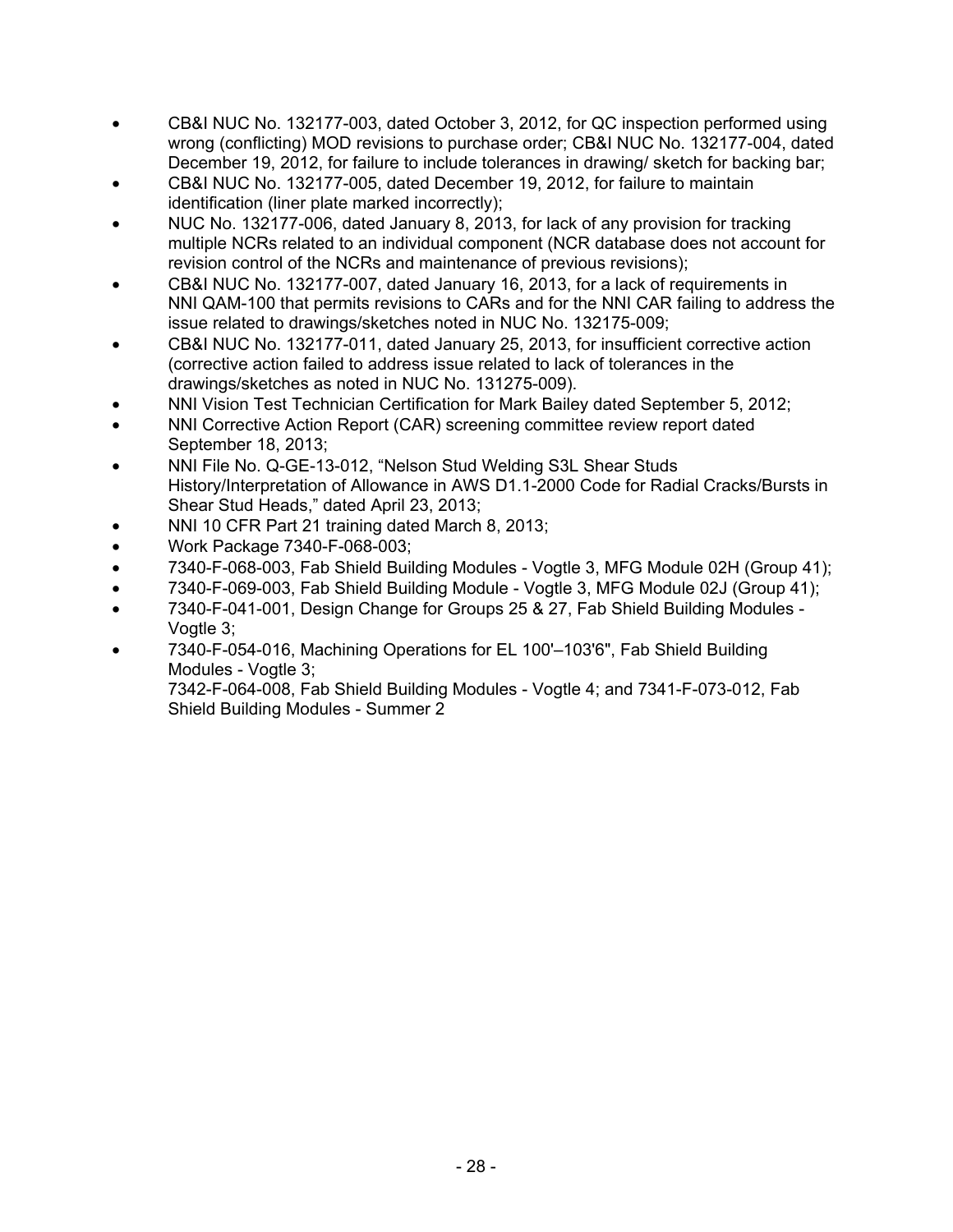- CB&I NUC No. 132177-003, dated October 3, 2012, for QC inspection performed using wrong (conflicting) MOD revisions to purchase order; CB&I NUC No. 132177-004, dated December 19, 2012, for failure to include tolerances in drawing/ sketch for backing bar;
- CB&I NUC No. 132177-005, dated December 19, 2012, for failure to maintain identification (liner plate marked incorrectly);
- NUC No. 132177-006, dated January 8, 2013, for lack of any provision for tracking multiple NCRs related to an individual component (NCR database does not account for revision control of the NCRs and maintenance of previous revisions);
- CB&I NUC No. 132177-007, dated January 16, 2013, for a lack of requirements in NNI QAM-100 that permits revisions to CARs and for the NNI CAR failing to address the issue related to drawings/sketches noted in NUC No. 132175-009;
- CB&I NUC No. 132177-011, dated January 25, 2013, for insufficient corrective action (corrective action failed to address issue related to lack of tolerances in the drawings/sketches as noted in NUC No. 131275-009).
- NNI Vision Test Technician Certification for Mark Bailey dated September 5, 2012;
- NNI Corrective Action Report (CAR) screening committee review report dated September 18, 2013;
- NNI File No. Q-GE-13-012, "Nelson Stud Welding S3L Shear Studs History/Interpretation of Allowance in AWS D1.1-2000 Code for Radial Cracks/Bursts in Shear Stud Heads," dated April 23, 2013;
- NNI 10 CFR Part 21 training dated March 8, 2013;
- Work Package 7340-F-068-003;
- 7340-F-068-003, Fab Shield Building Modules - Vogtle 3, MFG Module 02H (Group 41);
- 7340-F-069-003, Fab Shield Building Module - Vogtle 3, MFG Module 02J (Group 41);
- 7340-F-041-001, Design Change for Groups 25 & 27, Fab Shield Building Modules - Vogtle 3;
- 7340-F-054-016, Machining Operations for EL 100'–103'6", Fab Shield Building Modules - Vogtle 3;
  7342-F-064-008, Fab Shield Building Modules - Vogtle 4; and 7341-F-073-012, Fab Shield Building Modules - Summer 2